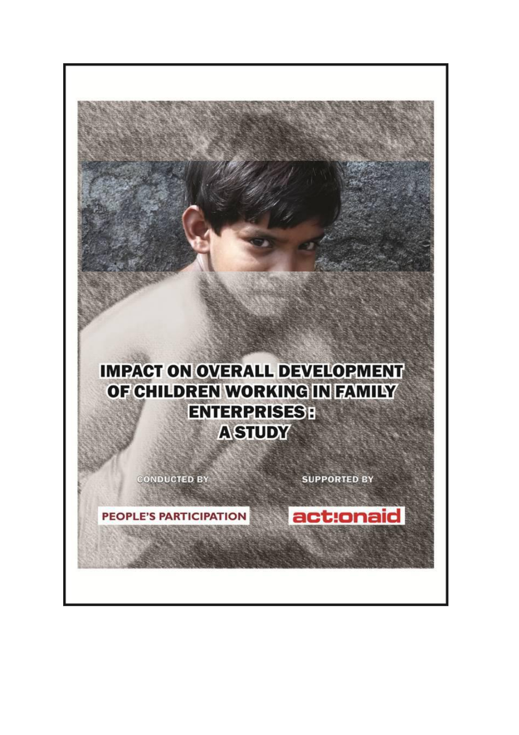# IMPACT ON OVERALL DEVELOPMENT OF CHILDREN WORKING IN FAMILY ENTERPRISES : A STUDY

CONDUCTED BY

PEOPLE'S PARTICIPATION

SUPPORTED BY

act!onaid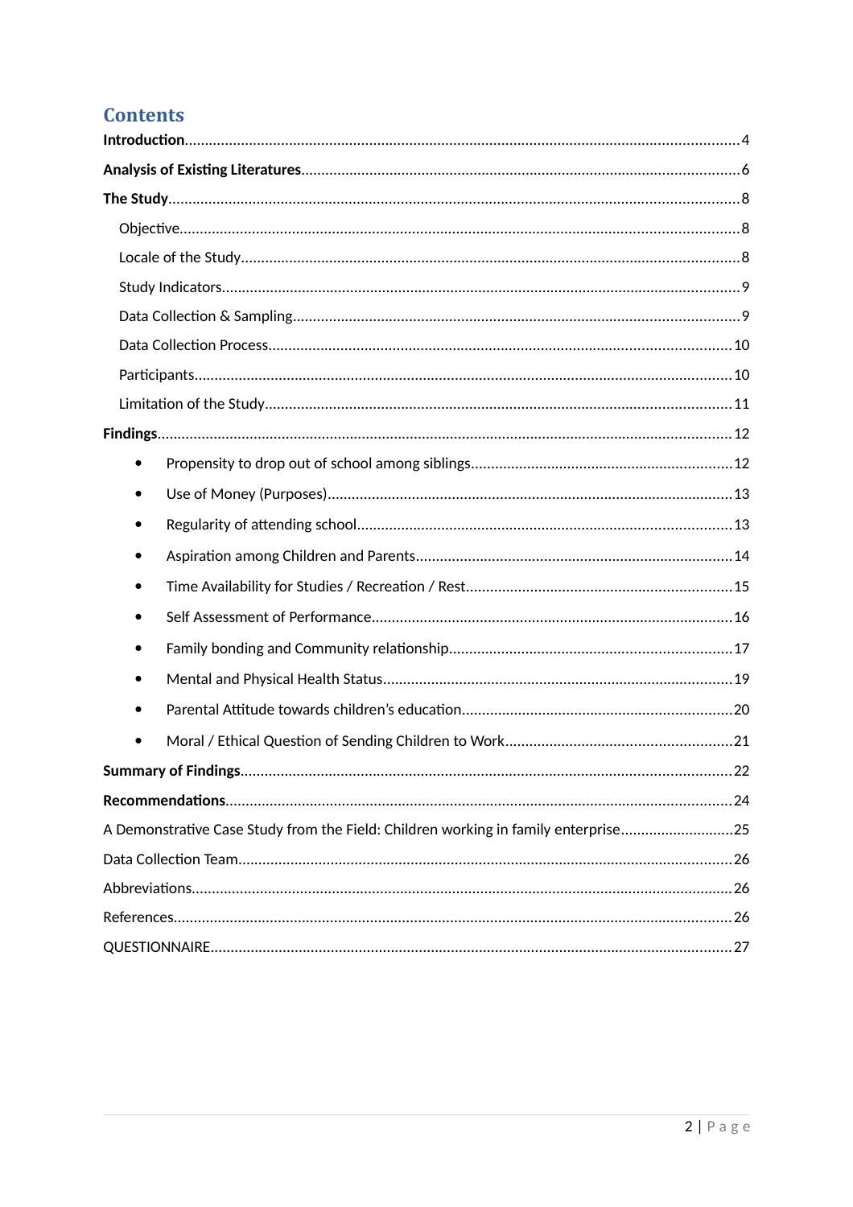# Contents

**Introduction** 4

**Analysis of Existing Literatures** 6

**The Study** 8

- Objective 8
- Locale of the Study 8
- Study Indicators 9
- Data Collection & Sampling 9
- Data Collection Process 10
- Participants 10
- Limitation of the Study 11

**Findings** 12

- Propensity to drop out of school among siblings 12
- Use of Money (Purposes) 13
- Regularity of attending school 13
- Aspiration among Children and Parents 14
- Time Availability for Studies / Recreation / Rest 15
- Self Assessment of Performance 16
- Family bonding and Community relationship 17
- Mental and Physical Health Status 19
- Parental Attitude towards children's education 20
- Moral / Ethical Question of Sending Children to Work 21

**Summary of Findings** 22

**Recommendations** 24

A Demonstrative Case Study from the Field: Children working in family enterprise 25

Data Collection Team 26

Abbreviations 26

References 26

QUESTIONNAIRE 27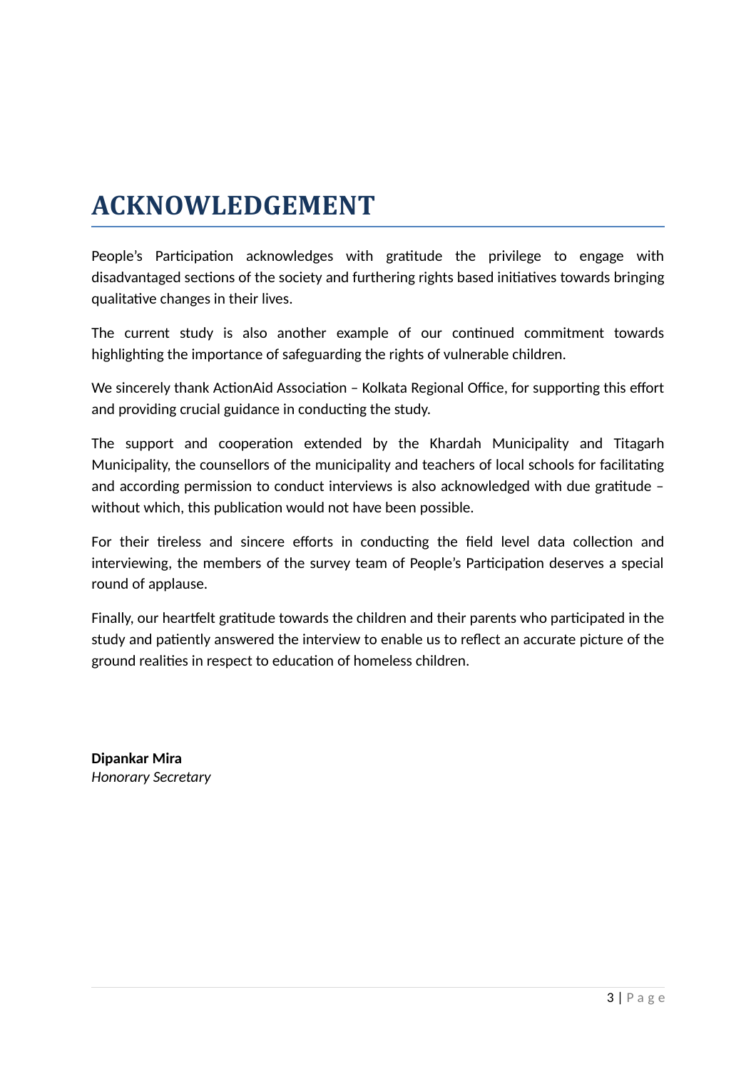# ACKNOWLEDGEMENT

People's Participation acknowledges with gratitude the privilege to engage with disadvantaged sections of the society and furthering rights based initiatives towards bringing qualitative changes in their lives.

The current study is also another example of our continued commitment towards highlighting the importance of safeguarding the rights of vulnerable children.

We sincerely thank ActionAid Association – Kolkata Regional Office, for supporting this effort and providing crucial guidance in conducting the study.

The support and cooperation extended by the Khardah Municipality and Titagarh Municipality, the counsellors of the municipality and teachers of local schools for facilitating and according permission to conduct interviews is also acknowledged with due gratitude – without which, this publication would not have been possible.

For their tireless and sincere efforts in conducting the field level data collection and interviewing, the members of the survey team of People's Participation deserves a special round of applause.

Finally, our heartfelt gratitude towards the children and their parents who participated in the study and patiently answered the interview to enable us to reflect an accurate picture of the ground realities in respect to education of homeless children.

**Dipankar Mira**
*Honorary Secretary*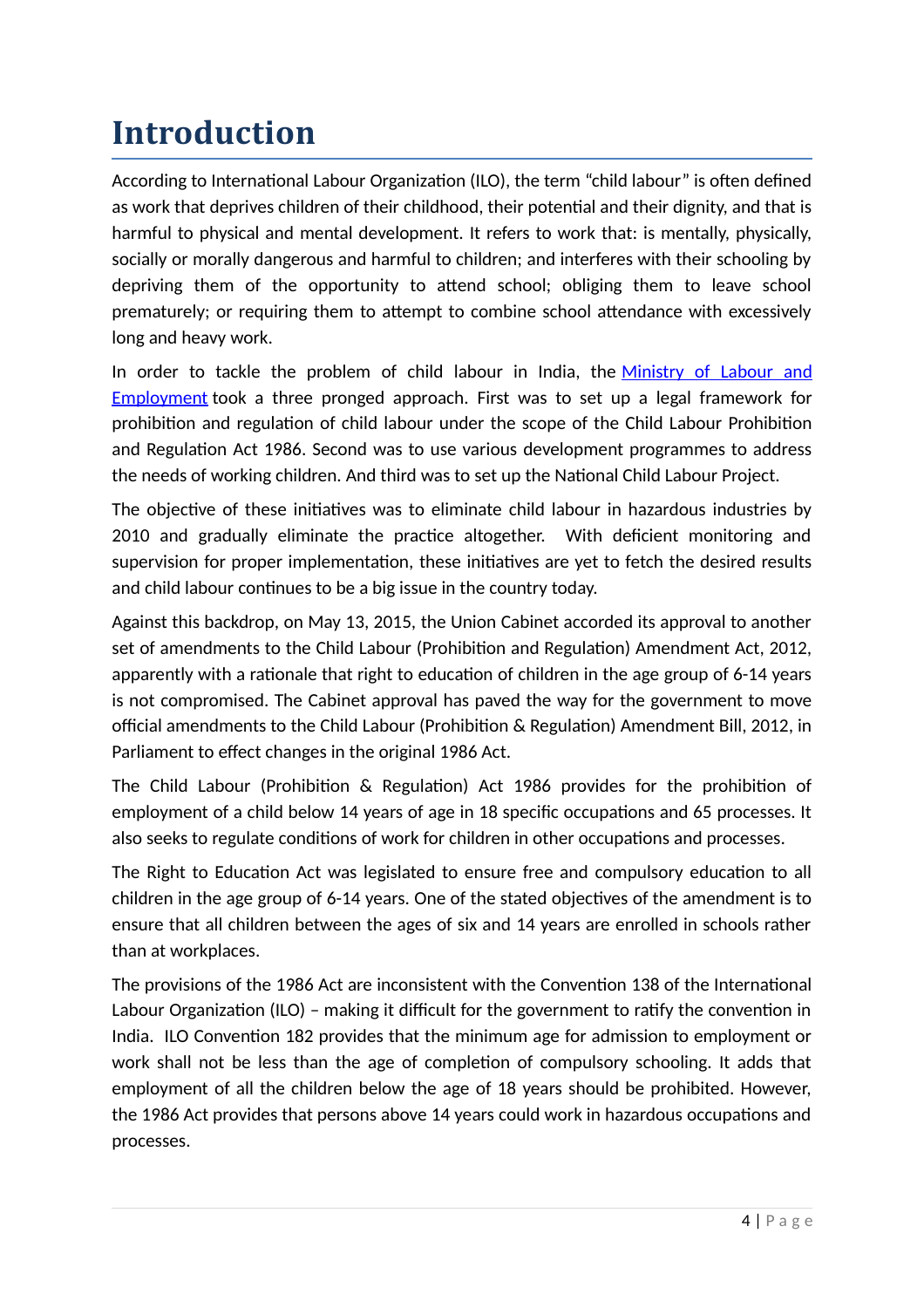# Introduction

According to International Labour Organization (ILO), the term "child labour" is often defined as work that deprives children of their childhood, their potential and their dignity, and that is harmful to physical and mental development. It refers to work that: is mentally, physically, socially or morally dangerous and harmful to children; and interferes with their schooling by depriving them of the opportunity to attend school; obliging them to leave school prematurely; or requiring them to attempt to combine school attendance with excessively long and heavy work.

In order to tackle the problem of child labour in India, the Ministry of Labour and Employment took a three pronged approach. First was to set up a legal framework for prohibition and regulation of child labour under the scope of the Child Labour Prohibition and Regulation Act 1986. Second was to use various development programmes to address the needs of working children. And third was to set up the National Child Labour Project.

The objective of these initiatives was to eliminate child labour in hazardous industries by 2010 and gradually eliminate the practice altogether. With deficient monitoring and supervision for proper implementation, these initiatives are yet to fetch the desired results and child labour continues to be a big issue in the country today.

Against this backdrop, on May 13, 2015, the Union Cabinet accorded its approval to another set of amendments to the Child Labour (Prohibition and Regulation) Amendment Act, 2012, apparently with a rationale that right to education of children in the age group of 6-14 years is not compromised. The Cabinet approval has paved the way for the government to move official amendments to the Child Labour (Prohibition & Regulation) Amendment Bill, 2012, in Parliament to effect changes in the original 1986 Act.

The Child Labour (Prohibition & Regulation) Act 1986 provides for the prohibition of employment of a child below 14 years of age in 18 specific occupations and 65 processes. It also seeks to regulate conditions of work for children in other occupations and processes.

The Right to Education Act was legislated to ensure free and compulsory education to all children in the age group of 6-14 years. One of the stated objectives of the amendment is to ensure that all children between the ages of six and 14 years are enrolled in schools rather than at workplaces.

The provisions of the 1986 Act are inconsistent with the Convention 138 of the International Labour Organization (ILO) – making it difficult for the government to ratify the convention in India. ILO Convention 182 provides that the minimum age for admission to employment or work shall not be less than the age of completion of compulsory schooling. It adds that employment of all the children below the age of 18 years should be prohibited. However, the 1986 Act provides that persons above 14 years could work in hazardous occupations and processes.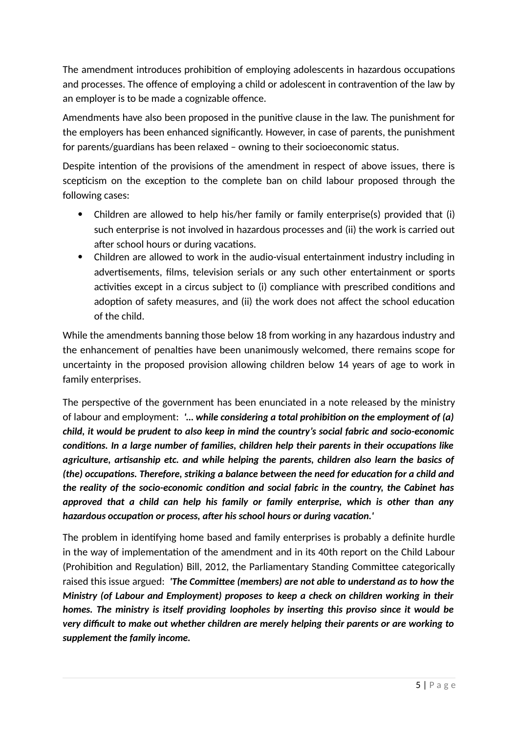The amendment introduces prohibition of employing adolescents in hazardous occupations and processes. The offence of employing a child or adolescent in contravention of the law by an employer is to be made a cognizable offence.

Amendments have also been proposed in the punitive clause in the law. The punishment for the employers has been enhanced significantly. However, in case of parents, the punishment for parents/guardians has been relaxed – owning to their socioeconomic status.

Despite intention of the provisions of the amendment in respect of above issues, there is scepticism on the exception to the complete ban on child labour proposed through the following cases:

- Children are allowed to help his/her family or family enterprise(s) provided that (i) such enterprise is not involved in hazardous processes and (ii) the work is carried out after school hours or during vacations.
- Children are allowed to work in the audio-visual entertainment industry including in advertisements, films, television serials or any such other entertainment or sports activities except in a circus subject to (i) compliance with prescribed conditions and adoption of safety measures, and (ii) the work does not affect the school education of the child.

While the amendments banning those below 18 from working in any hazardous industry and the enhancement of penalties have been unanimously welcomed, there remains scope for uncertainty in the proposed provision allowing children below 14 years of age to work in family enterprises.

The perspective of the government has been enunciated in a note released by the ministry of labour and employment: ***'... while considering a total prohibition on the employment of (a) child, it would be prudent to also keep in mind the country's social fabric and socio-economic conditions. In a large number of families, children help their parents in their occupations like agriculture, artisanship etc. and while helping the parents, children also learn the basics of (the) occupations. Therefore, striking a balance between the need for education for a child and the reality of the socio-economic condition and social fabric in the country, the Cabinet has approved that a child can help his family or family enterprise, which is other than any hazardous occupation or process, after his school hours or during vacation.'***

The problem in identifying home based and family enterprises is probably a definite hurdle in the way of implementation of the amendment and in its 40th report on the Child Labour (Prohibition and Regulation) Bill, 2012, the Parliamentary Standing Committee categorically raised this issue argued: ***'The Committee (members) are not able to understand as to how the Ministry (of Labour and Employment) proposes to keep a check on children working in their homes. The ministry is itself providing loopholes by inserting this proviso since it would be very difficult to make out whether children are merely helping their parents or are working to supplement the family income.***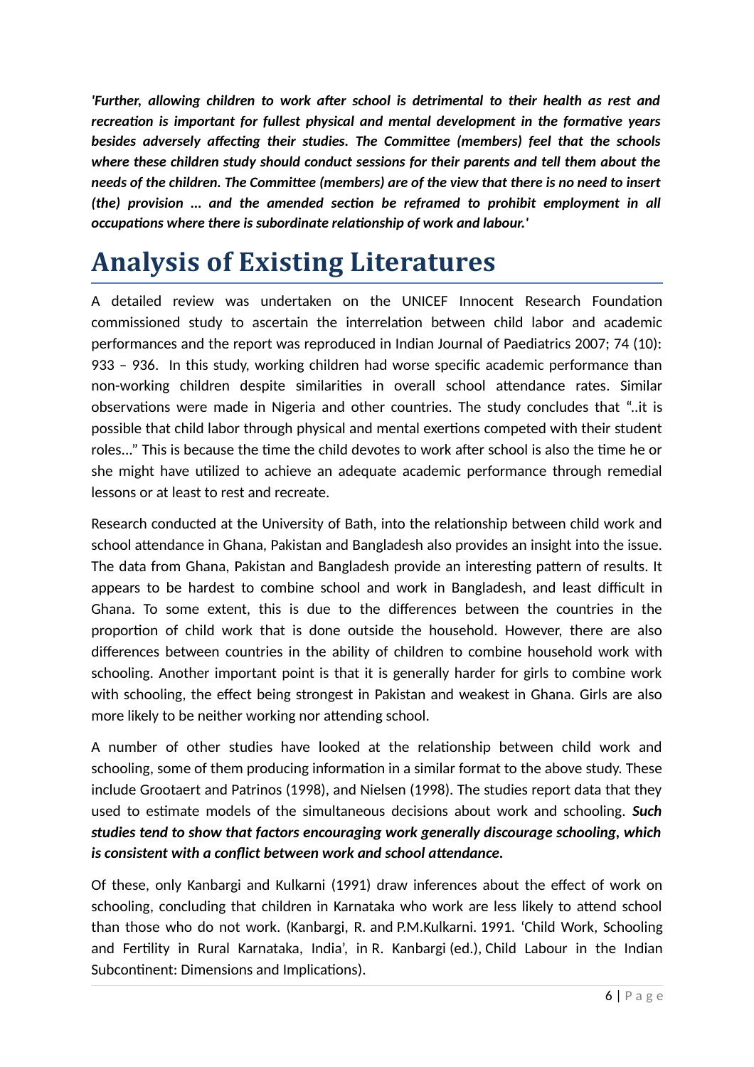***'Further, allowing children to work after school is detrimental to their health as rest and recreation is important for fullest physical and mental development in the formative years besides adversely affecting their studies. The Committee (members) feel that the schools where these children study should conduct sessions for their parents and tell them about the needs of the children. The Committee (members) are of the view that there is no need to insert (the) provision … and the amended section be reframed to prohibit employment in all occupations where there is subordinate relationship of work and labour.'***

# Analysis of Existing Literatures

A detailed review was undertaken on the UNICEF Innocent Research Foundation commissioned study to ascertain the interrelation between child labor and academic performances and the report was reproduced in Indian Journal of Paediatrics 2007; 74 (10): 933 – 936. In this study, working children had worse specific academic performance than non-working children despite similarities in overall school attendance rates. Similar observations were made in Nigeria and other countries. The study concludes that "..it is possible that child labor through physical and mental exertions competed with their student roles…" This is because the time the child devotes to work after school is also the time he or she might have utilized to achieve an adequate academic performance through remedial lessons or at least to rest and recreate.

Research conducted at the University of Bath, into the relationship between child work and school attendance in Ghana, Pakistan and Bangladesh also provides an insight into the issue. The data from Ghana, Pakistan and Bangladesh provide an interesting pattern of results. It appears to be hardest to combine school and work in Bangladesh, and least difficult in Ghana. To some extent, this is due to the differences between the countries in the proportion of child work that is done outside the household. However, there are also differences between countries in the ability of children to combine household work with schooling. Another important point is that it is generally harder for girls to combine work with schooling, the effect being strongest in Pakistan and weakest in Ghana. Girls are also more likely to be neither working nor attending school.

A number of other studies have looked at the relationship between child work and schooling, some of them producing information in a similar format to the above study. These include Grootaert and Patrinos (1998), and Nielsen (1998). The studies report data that they used to estimate models of the simultaneous decisions about work and schooling. ***Such studies tend to show that factors encouraging work generally discourage schooling, which is consistent with a conflict between work and school attendance.***

Of these, only Kanbargi and Kulkarni (1991) draw inferences about the effect of work on schooling, concluding that children in Karnataka who work are less likely to attend school than those who do not work. (Kanbargi, R. and P.M.Kulkarni. 1991. 'Child Work, Schooling and Fertility in Rural Karnataka, India', in R. Kanbargi (ed.), Child Labour in the Indian Subcontinent: Dimensions and Implications).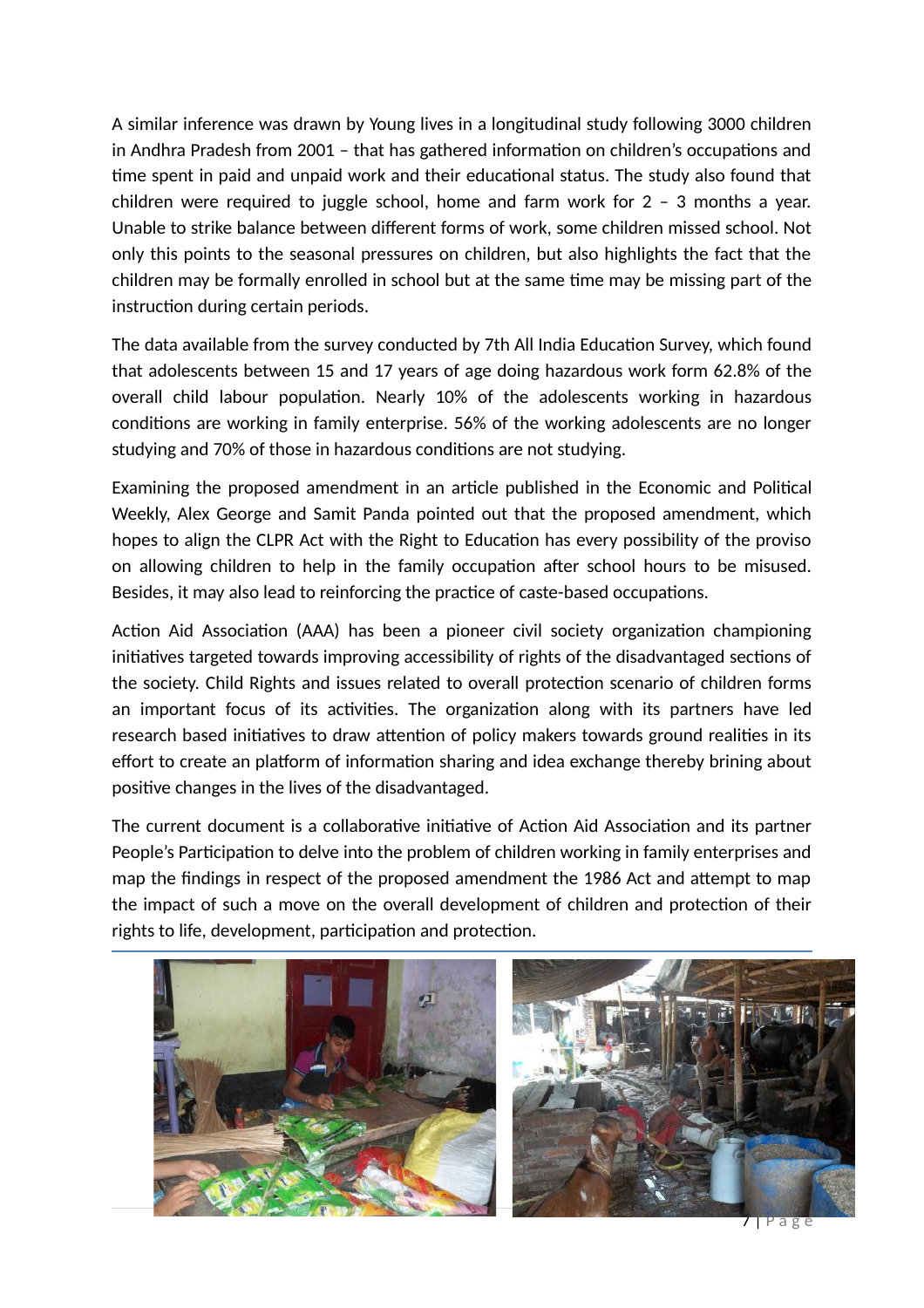A similar inference was drawn by Young lives in a longitudinal study following 3000 children in Andhra Pradesh from 2001 – that has gathered information on children's occupations and time spent in paid and unpaid work and their educational status. The study also found that children were required to juggle school, home and farm work for 2 – 3 months a year. Unable to strike balance between different forms of work, some children missed school. Not only this points to the seasonal pressures on children, but also highlights the fact that the children may be formally enrolled in school but at the same time may be missing part of the instruction during certain periods.

The data available from the survey conducted by 7th All India Education Survey, which found that adolescents between 15 and 17 years of age doing hazardous work form 62.8% of the overall child labour population. Nearly 10% of the adolescents working in hazardous conditions are working in family enterprise. 56% of the working adolescents are no longer studying and 70% of those in hazardous conditions are not studying.

Examining the proposed amendment in an article published in the Economic and Political Weekly, Alex George and Samit Panda pointed out that the proposed amendment, which hopes to align the CLPR Act with the Right to Education has every possibility of the proviso on allowing children to help in the family occupation after school hours to be misused. Besides, it may also lead to reinforcing the practice of caste-based occupations.

Action Aid Association (AAA) has been a pioneer civil society organization championing initiatives targeted towards improving accessibility of rights of the disadvantaged sections of the society. Child Rights and issues related to overall protection scenario of children forms an important focus of its activities. The organization along with its partners have led research based initiatives to draw attention of policy makers towards ground realities in its effort to create an platform of information sharing and idea exchange thereby brining about positive changes in the lives of the disadvantaged.

The current document is a collaborative initiative of Action Aid Association and its partner People's Participation to delve into the problem of children working in family enterprises and map the findings in respect of the proposed amendment the 1986 Act and attempt to map the impact of such a move on the overall development of children and protection of their rights to life, development, participation and protection.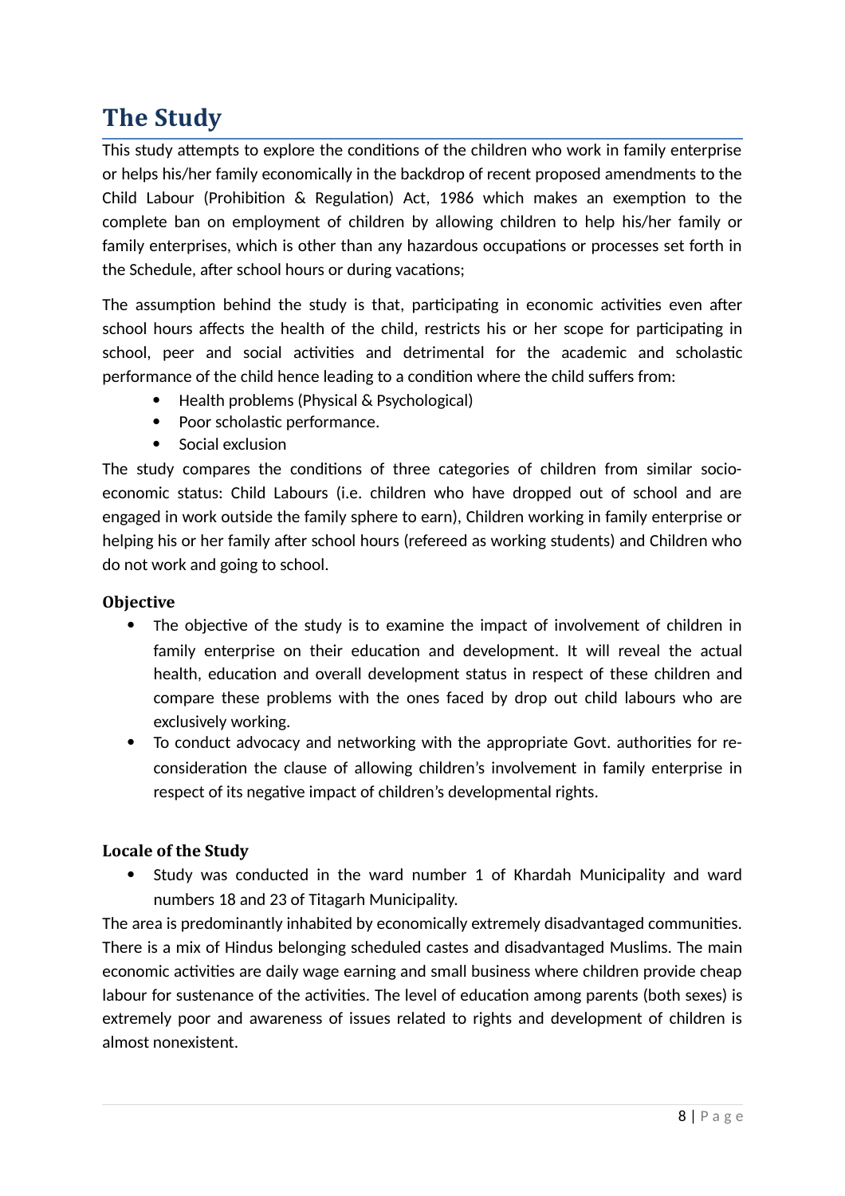# The Study

This study attempts to explore the conditions of the children who work in family enterprise or helps his/her family economically in the backdrop of recent proposed amendments to the Child Labour (Prohibition & Regulation) Act, 1986 which makes an exemption to the complete ban on employment of children by allowing children to help his/her family or family enterprises, which is other than any hazardous occupations or processes set forth in the Schedule, after school hours or during vacations;

The assumption behind the study is that, participating in economic activities even after school hours affects the health of the child, restricts his or her scope for participating in school, peer and social activities and detrimental for the academic and scholastic performance of the child hence leading to a condition where the child suffers from:

- Health problems (Physical & Psychological)
- Poor scholastic performance.
- Social exclusion

The study compares the conditions of three categories of children from similar socio-economic status: Child Labours (i.e. children who have dropped out of school and are engaged in work outside the family sphere to earn), Children working in family enterprise or helping his or her family after school hours (refereed as working students) and Children who do not work and going to school.

### Objective

- The objective of the study is to examine the impact of involvement of children in family enterprise on their education and development. It will reveal the actual health, education and overall development status in respect of these children and compare these problems with the ones faced by drop out child labours who are exclusively working.
- To conduct advocacy and networking with the appropriate Govt. authorities for re-consideration the clause of allowing children's involvement in family enterprise in respect of its negative impact of children's developmental rights.

### Locale of the Study

- Study was conducted in the ward number 1 of Khardah Municipality and ward numbers 18 and 23 of Titagarh Municipality.

The area is predominantly inhabited by economically extremely disadvantaged communities. There is a mix of Hindus belonging scheduled castes and disadvantaged Muslims. The main economic activities are daily wage earning and small business where children provide cheap labour for sustenance of the activities. The level of education among parents (both sexes) is extremely poor and awareness of issues related to rights and development of children is almost nonexistent.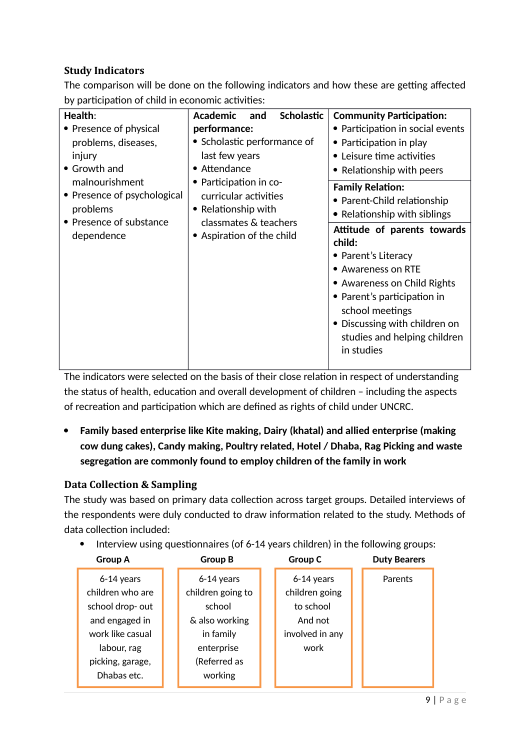### Study Indicators

The comparison will be done on the following indicators and how these are getting affected by participation of child in economic activities:

| Health: | Academic and Scholastic performance: | Community Participation: |
|---|---|---|
| • Presence of physical problems, diseases, injury<br>• Growth and malnourishment<br>• Presence of psychological problems<br>• Presence of substance dependence | • Scholastic performance of last few years<br>• Attendance<br>• Participation in co-curricular activities<br>• Relationship with classmates & teachers<br>• Aspiration of the child | • Participation in social events<br>• Participation in play<br>• Leisure time activities<br>• Relationship with peers<br>**Family Relation:**<br>• Parent-Child relationship<br>• Relationship with siblings<br>**Attitude of parents towards child:**<br>• Parent's Literacy<br>• Awareness on RTE<br>• Awareness on Child Rights<br>• Parent's participation in school meetings<br>• Discussing with children on studies and helping children in studies |

The indicators were selected on the basis of their close relation in respect of understanding the status of health, education and overall development of children – including the aspects of recreation and participation which are defined as rights of child under UNCRC.

- **Family based enterprise like Kite making, Dairy (khatal) and allied enterprise (making cow dung cakes), Candy making, Poultry related, Hotel / Dhaba, Rag Picking and waste segregation are commonly found to employ children of the family in work**

### Data Collection & Sampling

The study was based on primary data collection across target groups. Detailed interviews of the respondents were duly conducted to draw information related to the study. Methods of data collection included:

- Interview using questionnaires (of 6-14 years children) in the following groups:

| Group A | Group B | Group C | Duty Bearers |
|---|---|---|---|
| 6-14 years children who are school drop- out and engaged in work like casual labour, rag picking, garage, Dhabas etc. | 6-14 years children going to school & also working in family enterprise (Referred as working | 6-14 years children going to school And not involved in any work | Parents |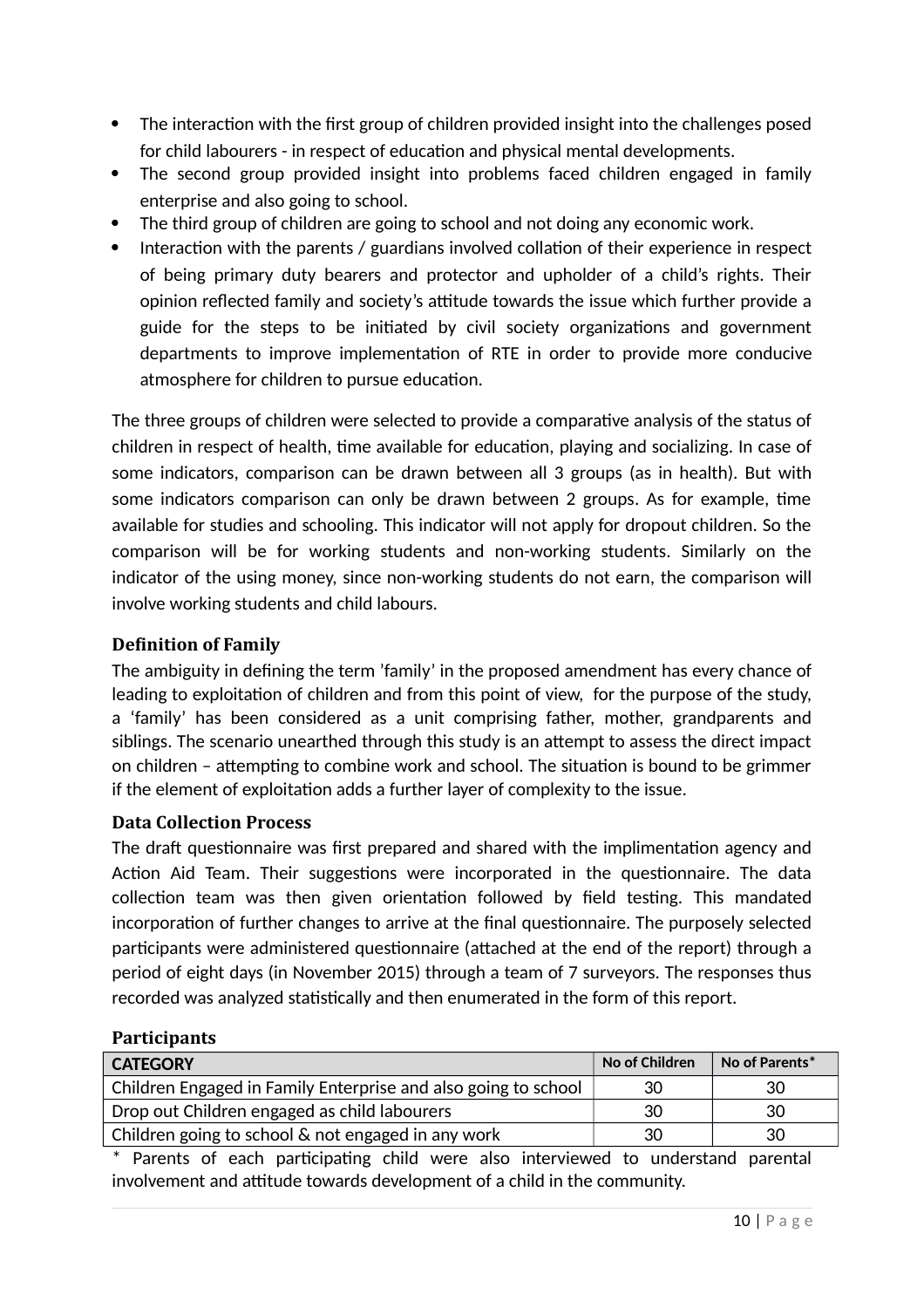- The interaction with the first group of children provided insight into the challenges posed for child labourers - in respect of education and physical mental developments.
- The second group provided insight into problems faced children engaged in family enterprise and also going to school.
- The third group of children are going to school and not doing any economic work.
- Interaction with the parents / guardians involved collation of their experience in respect of being primary duty bearers and protector and upholder of a child's rights. Their opinion reflected family and society's attitude towards the issue which further provide a guide for the steps to be initiated by civil society organizations and government departments to improve implementation of RTE in order to provide more conducive atmosphere for children to pursue education.

The three groups of children were selected to provide a comparative analysis of the status of children in respect of health, time available for education, playing and socializing. In case of some indicators, comparison can be drawn between all 3 groups (as in health). But with some indicators comparison can only be drawn between 2 groups. As for example, time available for studies and schooling. This indicator will not apply for dropout children. So the comparison will be for working students and non-working students. Similarly on the indicator of the using money, since non-working students do not earn, the comparison will involve working students and child labours.

### Definition of Family

The ambiguity in defining the term 'family' in the proposed amendment has every chance of leading to exploitation of children and from this point of view, for the purpose of the study, a 'family' has been considered as a unit comprising father, mother, grandparents and siblings. The scenario unearthed through this study is an attempt to assess the direct impact on children – attempting to combine work and school. The situation is bound to be grimmer if the element of exploitation adds a further layer of complexity to the issue.

### Data Collection Process

The draft questionnaire was first prepared and shared with the implimentation agency and Action Aid Team. Their suggestions were incorporated in the questionnaire. The data collection team was then given orientation followed by field testing. This mandated incorporation of further changes to arrive at the final questionnaire. The purposely selected participants were administered questionnaire (attached at the end of the report) through a period of eight days (in November 2015) through a team of 7 surveyors. The responses thus recorded was analyzed statistically and then enumerated in the form of this report.

### Participants

| CATEGORY | No of Children | No of Parents* |
|---|---|---|
| Children Engaged in Family Enterprise and also going to school | 30 | 30 |
| Drop out Children engaged as child labourers | 30 | 30 |
| Children going to school & not engaged in any work | 30 | 30 |

\* Parents of each participating child were also interviewed to understand parental involvement and attitude towards development of a child in the community.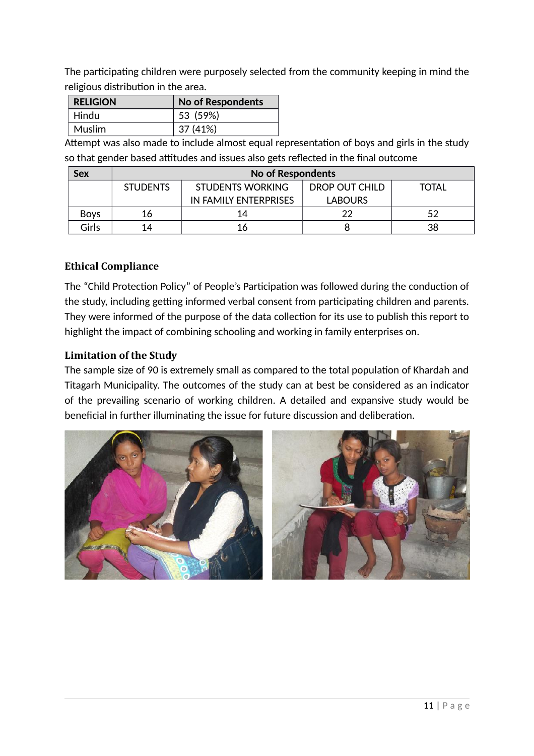The participating children were purposely selected from the community keeping in mind the religious distribution in the area.

| RELIGION | No of Respondents |
| --- | --- |
| Hindu | 53 (59%) |
| Muslim | 37 (41%) |

Attempt was also made to include almost equal representation of boys and girls in the study so that gender based attitudes and issues also gets reflected in the final outcome

| Sex | No of Respondents | | | |
| --- | --- | --- | --- | --- |
| | STUDENTS | STUDENTS WORKING IN FAMILY ENTERPRISES | DROP OUT CHILD LABOURS | TOTAL |
| Boys | 16 | 14 | 22 | 52 |
| Girls | 14 | 16 | 8 | 38 |

### Ethical Compliance

The "Child Protection Policy" of People's Participation was followed during the conduction of the study, including getting informed verbal consent from participating children and parents. They were informed of the purpose of the data collection for its use to publish this report to highlight the impact of combining schooling and working in family enterprises on.

### Limitation of the Study

The sample size of 90 is extremely small as compared to the total population of Khardah and Titagarh Municipality. The outcomes of the study can at best be considered as an indicator of the prevailing scenario of working children. A detailed and expansive study would be beneficial in further illuminating the issue for future discussion and deliberation.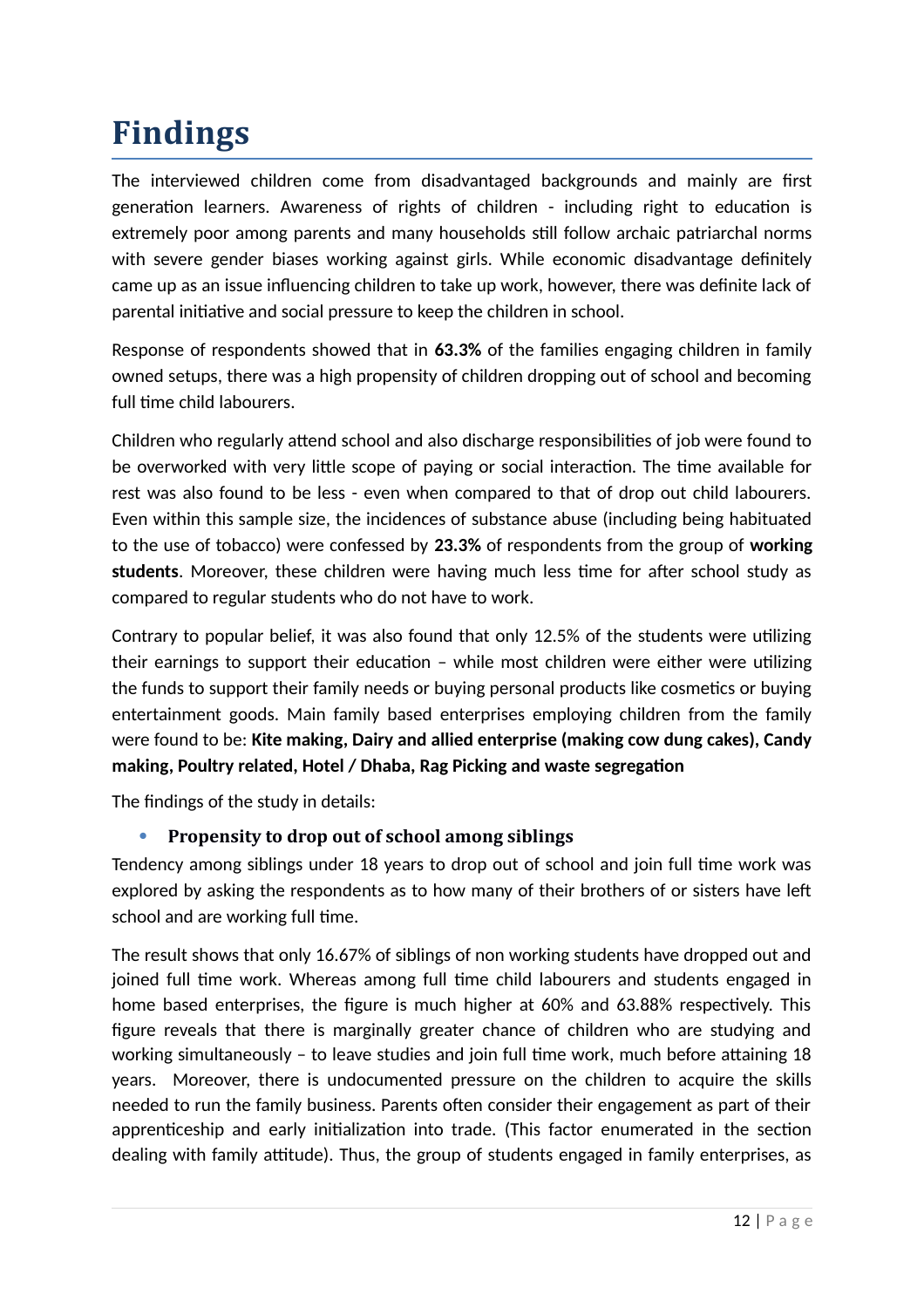# Findings

The interviewed children come from disadvantaged backgrounds and mainly are first generation learners. Awareness of rights of children - including right to education is extremely poor among parents and many households still follow archaic patriarchal norms with severe gender biases working against girls. While economic disadvantage definitely came up as an issue influencing children to take up work, however, there was definite lack of parental initiative and social pressure to keep the children in school.

Response of respondents showed that in **63.3%** of the families engaging children in family owned setups, there was a high propensity of children dropping out of school and becoming full time child labourers.

Children who regularly attend school and also discharge responsibilities of job were found to be overworked with very little scope of paying or social interaction. The time available for rest was also found to be less - even when compared to that of drop out child labourers. Even within this sample size, the incidences of substance abuse (including being habituated to the use of tobacco) were confessed by **23.3%** of respondents from the group of **working students**. Moreover, these children were having much less time for after school study as compared to regular students who do not have to work.

Contrary to popular belief, it was also found that only 12.5% of the students were utilizing their earnings to support their education – while most children were either were utilizing the funds to support their family needs or buying personal products like cosmetics or buying entertainment goods. Main family based enterprises employing children from the family were found to be: **Kite making, Dairy and allied enterprise (making cow dung cakes), Candy making, Poultry related, Hotel / Dhaba, Rag Picking and waste segregation**

The findings of the study in details:

- **Propensity to drop out of school among siblings**

Tendency among siblings under 18 years to drop out of school and join full time work was explored by asking the respondents as to how many of their brothers of or sisters have left school and are working full time.

The result shows that only 16.67% of siblings of non working students have dropped out and joined full time work. Whereas among full time child labourers and students engaged in home based enterprises, the figure is much higher at 60% and 63.88% respectively. This figure reveals that there is marginally greater chance of children who are studying and working simultaneously – to leave studies and join full time work, much before attaining 18 years. Moreover, there is undocumented pressure on the children to acquire the skills needed to run the family business. Parents often consider their engagement as part of their apprenticeship and early initialization into trade. (This factor enumerated in the section dealing with family attitude). Thus, the group of students engaged in family enterprises, as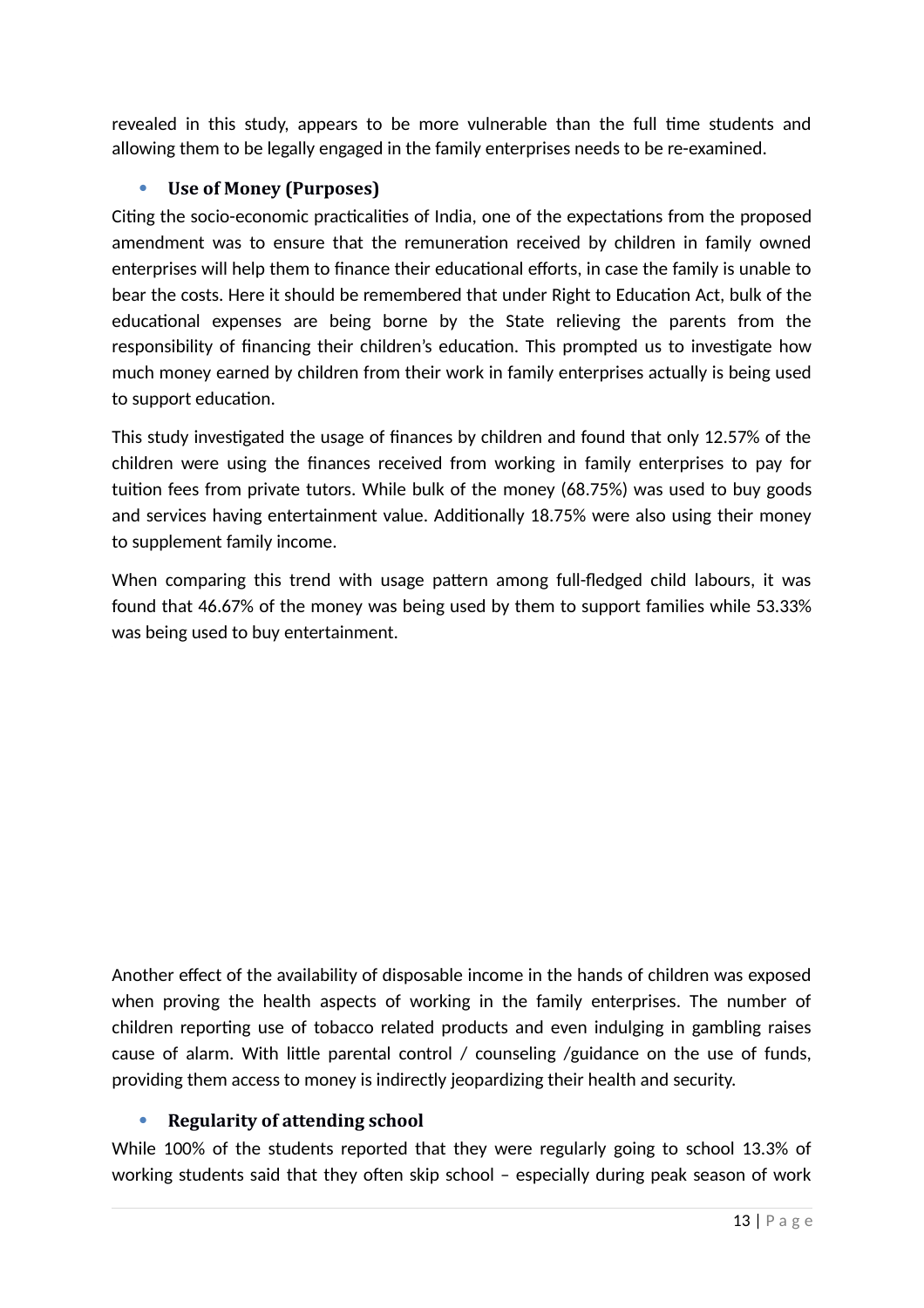revealed in this study, appears to be more vulnerable than the full time students and allowing them to be legally engaged in the family enterprises needs to be re-examined.

- **Use of Money (Purposes)**

Citing the socio-economic practicalities of India, one of the expectations from the proposed amendment was to ensure that the remuneration received by children in family owned enterprises will help them to finance their educational efforts, in case the family is unable to bear the costs. Here it should be remembered that under Right to Education Act, bulk of the educational expenses are being borne by the State relieving the parents from the responsibility of financing their children's education. This prompted us to investigate how much money earned by children from their work in family enterprises actually is being used to support education.

This study investigated the usage of finances by children and found that only 12.57% of the children were using the finances received from working in family enterprises to pay for tuition fees from private tutors. While bulk of the money (68.75%) was used to buy goods and services having entertainment value. Additionally 18.75% were also using their money to supplement family income.

When comparing this trend with usage pattern among full-fledged child labours, it was found that 46.67% of the money was being used by them to support families while 53.33% was being used to buy entertainment.

Another effect of the availability of disposable income in the hands of children was exposed when proving the health aspects of working in the family enterprises. The number of children reporting use of tobacco related products and even indulging in gambling raises cause of alarm. With little parental control / counseling /guidance on the use of funds, providing them access to money is indirectly jeopardizing their health and security.

- **Regularity of attending school**

While 100% of the students reported that they were regularly going to school 13.3% of working students said that they often skip school – especially during peak season of work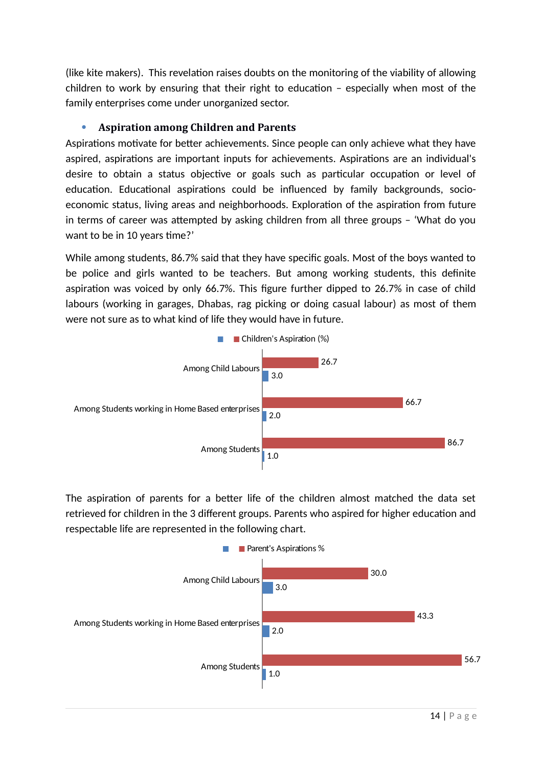(like kite makers). This revelation raises doubts on the monitoring of the viability of allowing children to work by ensuring that their right to education – especially when most of the family enterprises come under unorganized sector.

- **Aspiration among Children and Parents**

Aspirations motivate for better achievements. Since people can only achieve what they have aspired, aspirations are important inputs for achievements. Aspirations are an individual's desire to obtain a status objective or goals such as particular occupation or level of education. Educational aspirations could be influenced by family backgrounds, socio-economic status, living areas and neighborhoods. Exploration of the aspiration from future in terms of career was attempted by asking children from all three groups – 'What do you want to be in 10 years time?'

While among students, 86.7% said that they have specific goals. Most of the boys wanted to be police and girls wanted to be teachers. But among working students, this definite aspiration was voiced by only 66.7%. This figure further dipped to 26.7% in case of child labours (working in garages, Dhabas, rag picking or doing casual labour) as most of them were not sure as to what kind of life they would have in future.

Children's Aspiration (%)

Among Child Labours 26.7 3.0

Among Students working in Home Based enterprises 66.7 2.0

Among Students 86.7 1.0

The aspiration of parents for a better life of the children almost matched the data set retrieved for children in the 3 different groups. Parents who aspired for higher education and respectable life are represented in the following chart.

Parent's Aspirations %

Among Child Labours 30.0 3.0

Among Students working in Home Based enterprises 43.3 2.0

Among Students 56.7 1.0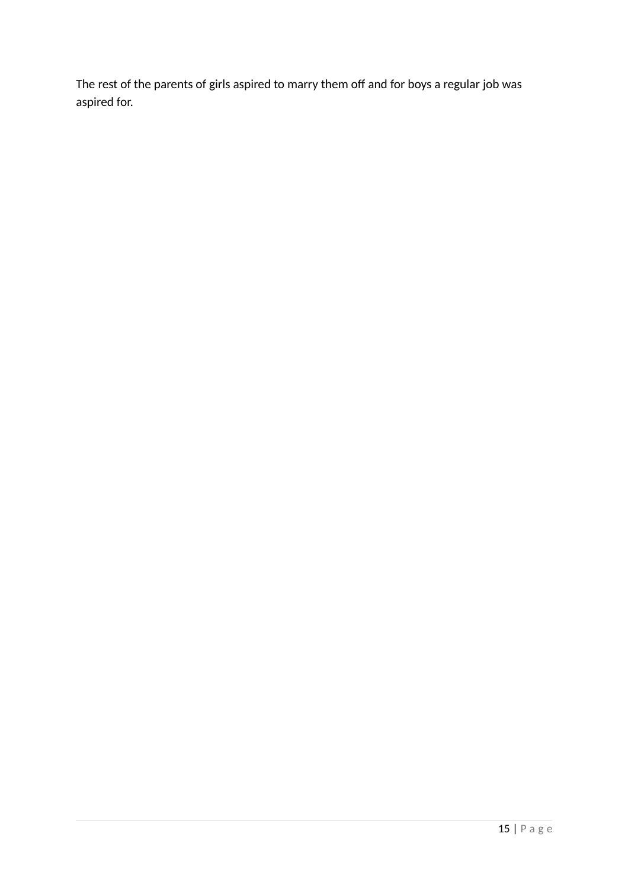The rest of the parents of girls aspired to marry them off and for boys a regular job was aspired for.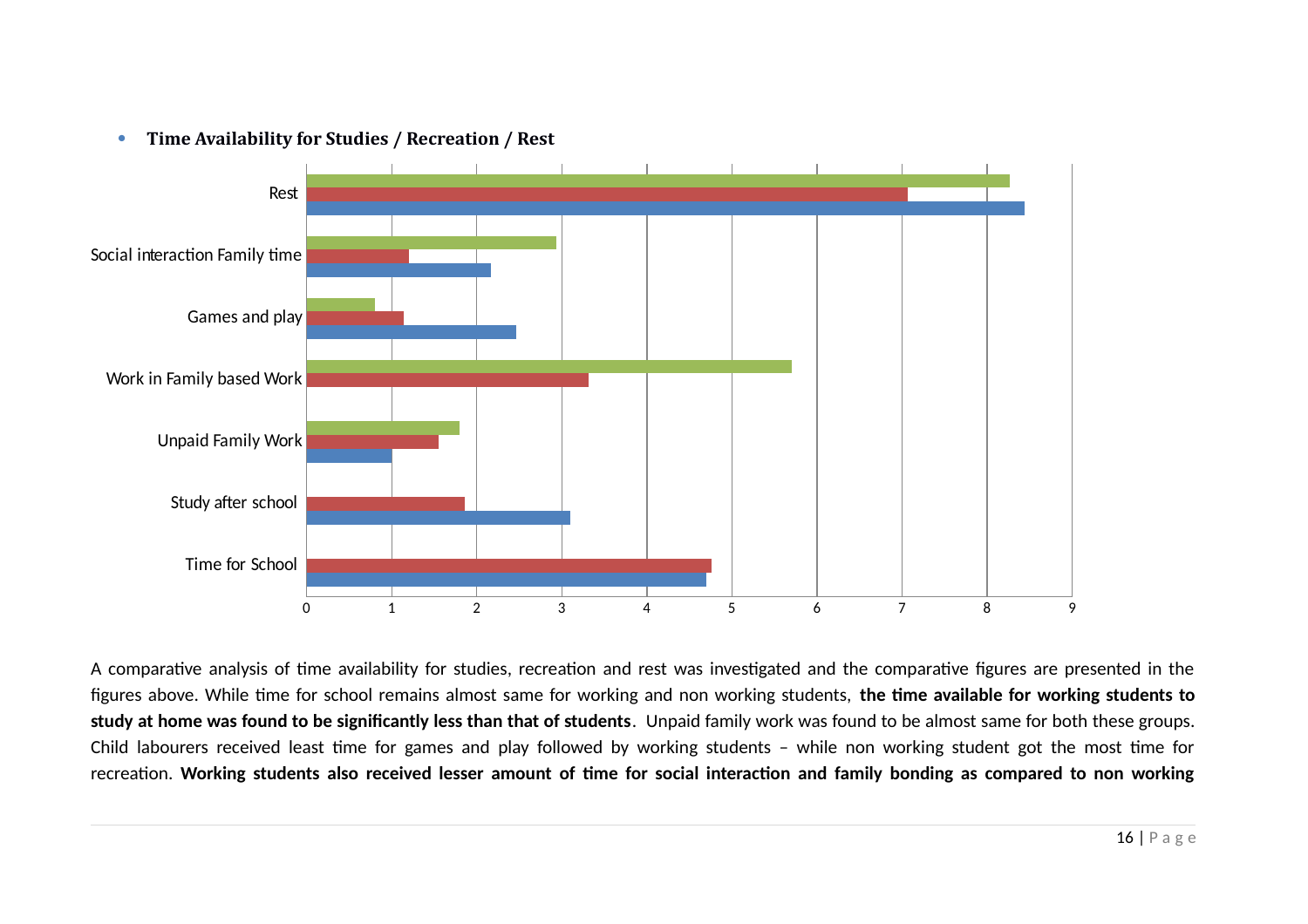- **Time Availability for Studies / Recreation / Rest**

Rest

Social interaction Family time

Games and play

Work in Family based Work

Unpaid Family Work

Study after school

Time for School

0 1 2 3 4 5 6 7 8 9

A comparative analysis of time availability for studies, recreation and rest was investigated and the comparative figures are presented in the figures above. While time for school remains almost same for working and non working students, **the time available for working students to study at home was found to be significantly less than that of students**. Unpaid family work was found to be almost same for both these groups. Child labourers received least time for games and play followed by working students – while non working student got the most time for recreation. **Working students also received lesser amount of time for social interaction and family bonding as compared to non working**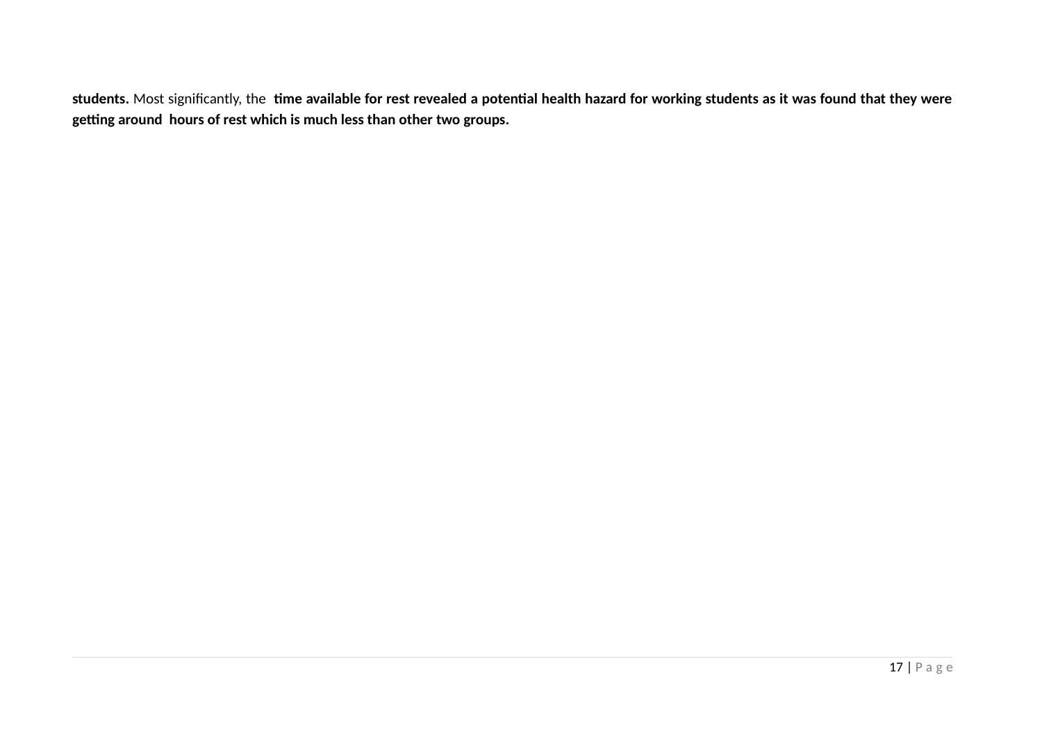**students.** Most significantly, the **time available for rest revealed a potential health hazard for working students as it was found that they were getting around hours of rest which is much less than other two groups.**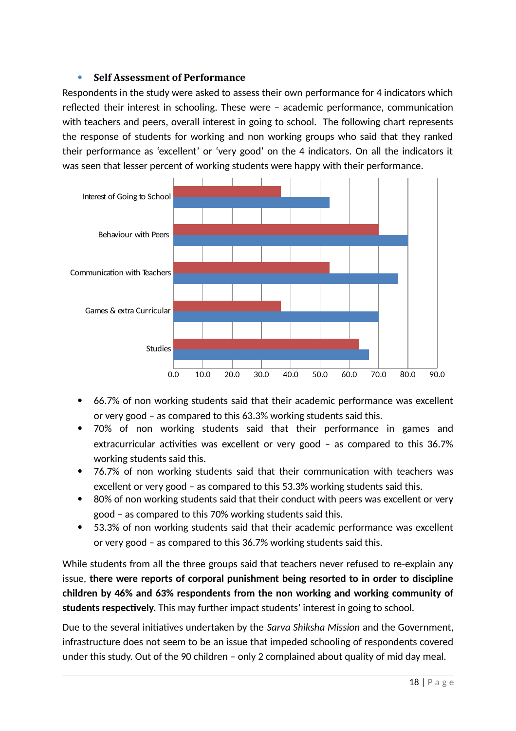- **Self Assessment of Performance**

Respondents in the study were asked to assess their own performance for 4 indicators which reflected their interest in schooling. These were – academic performance, communication with teachers and peers, overall interest in going to school. The following chart represents the response of students for working and non working groups who said that they ranked their performance as 'excellent' or 'very good' on the 4 indicators. On all the indicators it was seen that lesser percent of working students were happy with their performance.

Interest of Going to School

Behaviour with Peers

Communication with Teachers

Games & extra Curricular

Studies

0.0 10.0 20.0 30.0 40.0 50.0 60.0 70.0 80.0 90.0

- 66.7% of non working students said that their academic performance was excellent or very good – as compared to this 63.3% working students said this.
- 70% of non working students said that their performance in games and extracurricular activities was excellent or very good – as compared to this 36.7% working students said this.
- 76.7% of non working students said that their communication with teachers was excellent or very good – as compared to this 53.3% working students said this.
- 80% of non working students said that their conduct with peers was excellent or very good – as compared to this 70% working students said this.
- 53.3% of non working students said that their academic performance was excellent or very good – as compared to this 36.7% working students said this.

While students from all the three groups said that teachers never refused to re-explain any issue, **there were reports of corporal punishment being resorted to in order to discipline children by 46% and 63% respondents from the non working and working community of students respectively.** This may further impact students' interest in going to school.

Due to the several initiatives undertaken by the *Sarva Shiksha Mission* and the Government, infrastructure does not seem to be an issue that impeded schooling of respondents covered under this study. Out of the 90 children – only 2 complained about quality of mid day meal.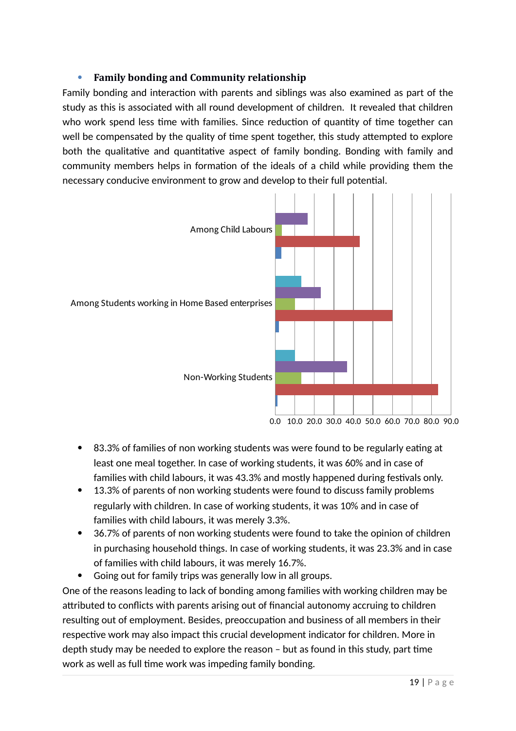- **Family bonding and Community relationship**

Family bonding and interaction with parents and siblings was also examined as part of the study as this is associated with all round development of children. It revealed that children who work spend less time with families. Since reduction of quantity of time together can well be compensated by the quality of time spent together, this study attempted to explore both the qualitative and quantitative aspect of family bonding. Bonding with family and community members helps in formation of the ideals of a child while providing them the necessary conducive environment to grow and develop to their full potential.

Among Child Labours

Among Students working in Home Based enterprises

Non-Working Students

0.0 10.0 20.0 30.0 40.0 50.0 60.0 70.0 80.0 90.0

- 83.3% of families of non working students was were found to be regularly eating at least one meal together. In case of working students, it was 60% and in case of families with child labours, it was 43.3% and mostly happened during festivals only.
- 13.3% of parents of non working students were found to discuss family problems regularly with children. In case of working students, it was 10% and in case of families with child labours, it was merely 3.3%.
- 36.7% of parents of non working students were found to take the opinion of children in purchasing household things. In case of working students, it was 23.3% and in case of families with child labours, it was merely 16.7%.
- Going out for family trips was generally low in all groups.

One of the reasons leading to lack of bonding among families with working children may be attributed to conflicts with parents arising out of financial autonomy accruing to children resulting out of employment. Besides, preoccupation and business of all members in their respective work may also impact this crucial development indicator for children. More in depth study may be needed to explore the reason – but as found in this study, part time work as well as full time work was impeding family bonding.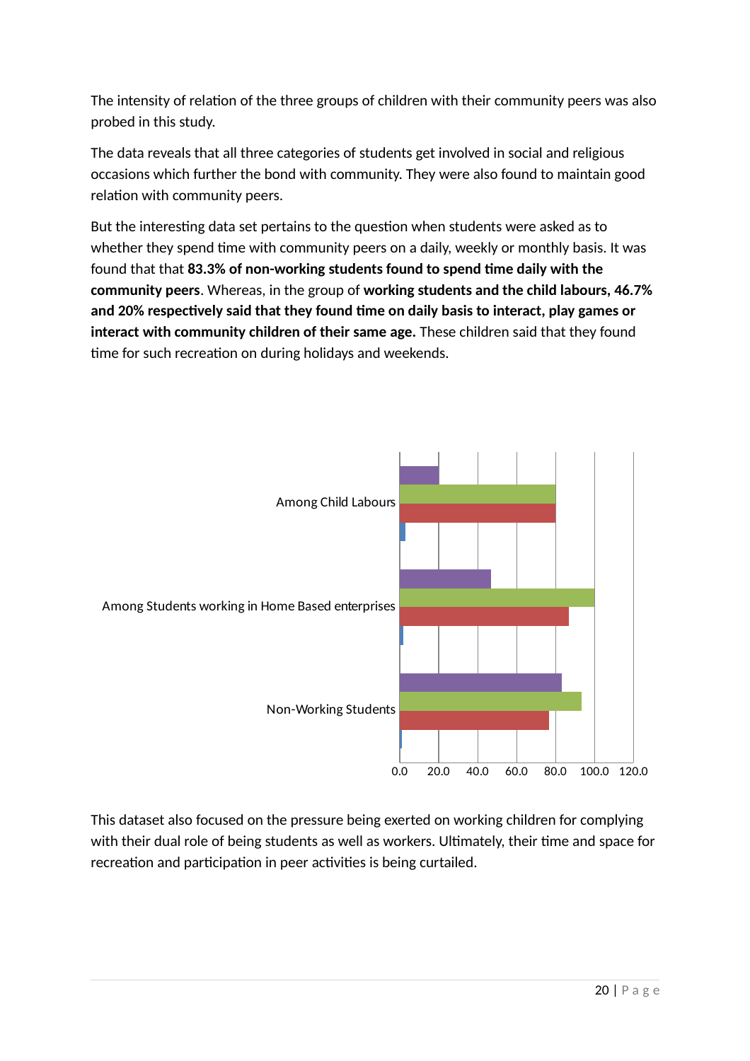The intensity of relation of the three groups of children with their community peers was also probed in this study.

The data reveals that all three categories of students get involved in social and religious occasions which further the bond with community. They were also found to maintain good relation with community peers.

But the interesting data set pertains to the question when students were asked as to whether they spend time with community peers on a daily, weekly or monthly basis. It was found that that **83.3% of non-working students found to spend time daily with the community peers**. Whereas, in the group of **working students and the child labours, 46.7% and 20% respectively said that they found time on daily basis to interact, play games or interact with community children of their same age.** These children said that they found time for such recreation on during holidays and weekends.

Among Child Labours

Among Students working in Home Based enterprises

Non-Working Students

0.0 20.0 40.0 60.0 80.0 100.0 120.0

This dataset also focused on the pressure being exerted on working children for complying with their dual role of being students as well as workers. Ultimately, their time and space for recreation and participation in peer activities is being curtailed.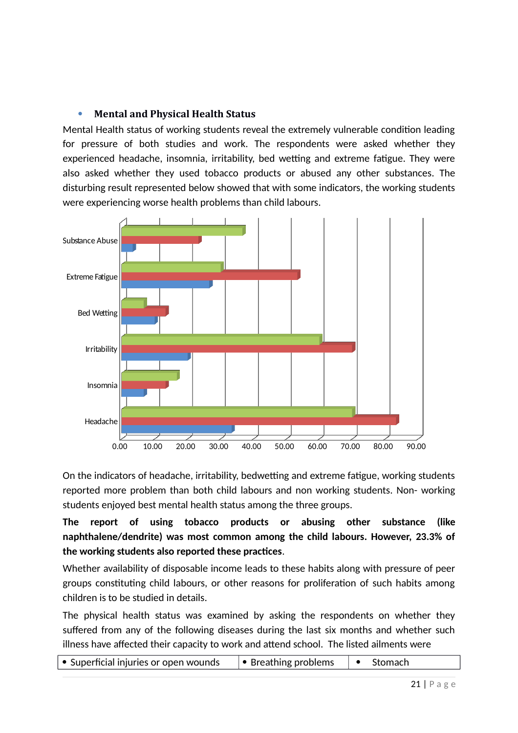- **Mental and Physical Health Status**

Mental Health status of working students reveal the extremely vulnerable condition leading for pressure of both studies and work. The respondents were asked whether they experienced headache, insomnia, irritability, bed wetting and extreme fatigue. They were also asked whether they used tobacco products or abused any other substances. The disturbing result represented below showed that with some indicators, the working students were experiencing worse health problems than child labours.

Substance Abuse
Extreme Fatigue
Bed Wetting
Irritability
Insomnia
Headache
0.00 10.00 20.00 30.00 40.00 50.00 60.00 70.00 80.00 90.00

On the indicators of headache, irritability, bedwetting and extreme fatigue, working students reported more problem than both child labours and non working students. Non- working students enjoyed best mental health status among the three groups.

**The report of using tobacco products or abusing other substance (like naphthalene/dendrite) was most common among the child labours. However, 23.3% of the working students also reported these practices**.

Whether availability of disposable income leads to these habits along with pressure of peer groups constituting child labours, or other reasons for proliferation of such habits among children is to be studied in details.

The physical health status was examined by asking the respondents on whether they suffered from any of the following diseases during the last six months and whether such illness have affected their capacity to work and attend school. The listed ailments were

| | | |
|---|---|---|
| • Superficial injuries or open wounds | • Breathing problems | • Stomach |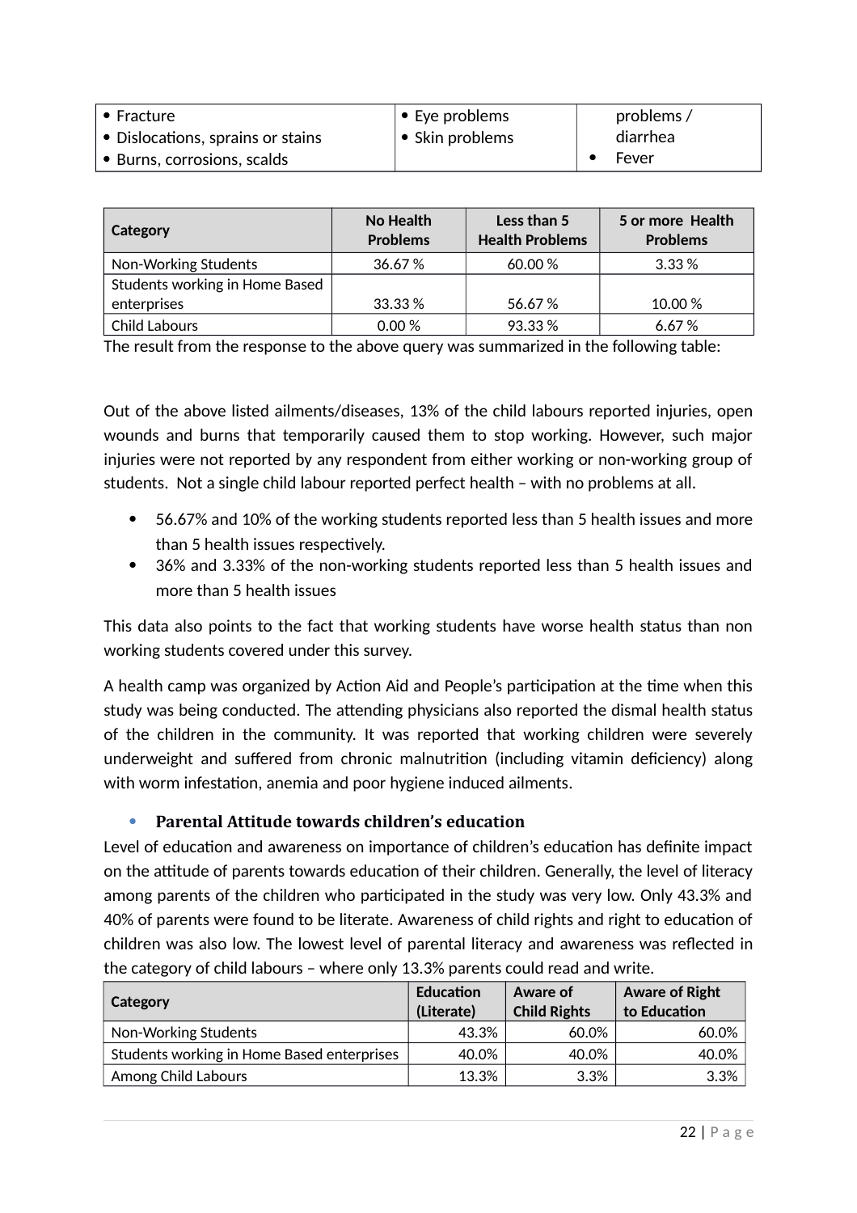| | | |
|---|---|---|
| • Fracture<br>• Dislocations, sprains or stains<br>• Burns, corrosions, scalds | • Eye problems<br>• Skin problems | problems / diarrhea<br>• Fever |

| Category | No Health Problems | Less than 5 Health Problems | 5 or more Health Problems |
|---|---|---|---|
| Non-Working Students | 36.67 % | 60.00 % | 3.33 % |
| Students working in Home Based enterprises | 33.33 % | 56.67 % | 10.00 % |
| Child Labours | 0.00 % | 93.33 % | 6.67 % |

The result from the response to the above query was summarized in the following table:

Out of the above listed ailments/diseases, 13% of the child labours reported injuries, open wounds and burns that temporarily caused them to stop working. However, such major injuries were not reported by any respondent from either working or non-working group of students. Not a single child labour reported perfect health – with no problems at all.

- 56.67% and 10% of the working students reported less than 5 health issues and more than 5 health issues respectively.
- 36% and 3.33% of the non-working students reported less than 5 health issues and more than 5 health issues

This data also points to the fact that working students have worse health status than non working students covered under this survey.

A health camp was organized by Action Aid and People's participation at the time when this study was being conducted. The attending physicians also reported the dismal health status of the children in the community. It was reported that working children were severely underweight and suffered from chronic malnutrition (including vitamin deficiency) along with worm infestation, anemia and poor hygiene induced ailments.

- **Parental Attitude towards children's education**

Level of education and awareness on importance of children's education has definite impact on the attitude of parents towards education of their children. Generally, the level of literacy among parents of the children who participated in the study was very low. Only 43.3% and 40% of parents were found to be literate. Awareness of child rights and right to education of children was also low. The lowest level of parental literacy and awareness was reflected in the category of child labours – where only 13.3% parents could read and write.

| Category | Education (Literate) | Aware of Child Rights | Aware of Right to Education |
|---|---|---|---|
| Non-Working Students | 43.3% | 60.0% | 60.0% |
| Students working in Home Based enterprises | 40.0% | 40.0% | 40.0% |
| Among Child Labours | 13.3% | 3.3% | 3.3% |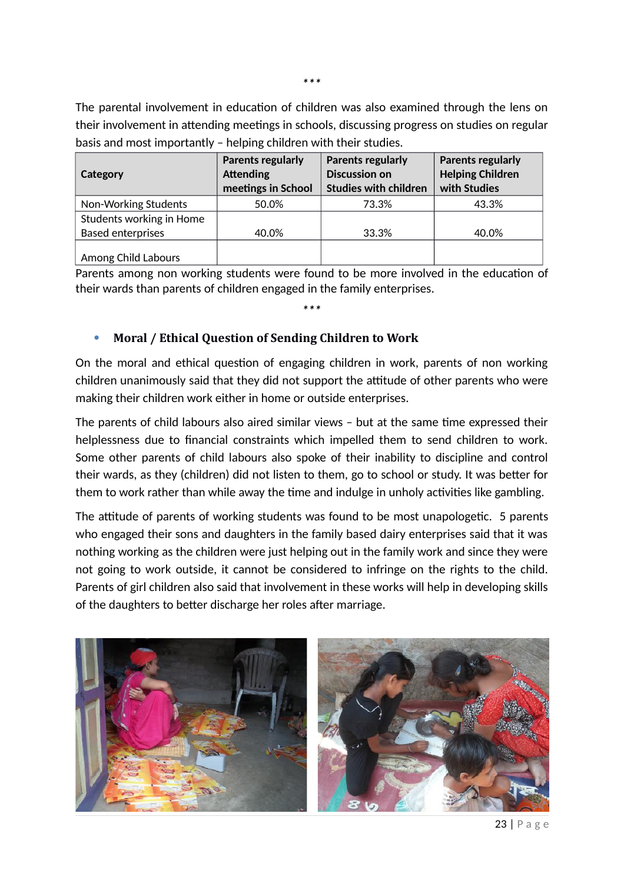\*\*\*

The parental involvement in education of children was also examined through the lens on their involvement in attending meetings in schools, discussing progress on studies on regular basis and most importantly – helping children with their studies.

| Category | Parents regularly Attending meetings in School | Parents regularly Discussion on Studies with children | Parents regularly Helping Children with Studies |
|---|---|---|---|
| Non-Working Students | 50.0% | 73.3% | 43.3% |
| Students working in Home Based enterprises | 40.0% | 33.3% | 40.0% |
| Among Child Labours | | | |

Parents among non working students were found to be more involved in the education of their wards than parents of children engaged in the family enterprises.

\*\*\*

- **Moral / Ethical Question of Sending Children to Work**

On the moral and ethical question of engaging children in work, parents of non working children unanimously said that they did not support the attitude of other parents who were making their children work either in home or outside enterprises.

The parents of child labours also aired similar views – but at the same time expressed their helplessness due to financial constraints which impelled them to send children to work. Some other parents of child labours also spoke of their inability to discipline and control their wards, as they (children) did not listen to them, go to school or study. It was better for them to work rather than while away the time and indulge in unholy activities like gambling.

The attitude of parents of working students was found to be most unapologetic. 5 parents who engaged their sons and daughters in the family based dairy enterprises said that it was nothing working as the children were just helping out in the family work and since they were not going to work outside, it cannot be considered to infringe on the rights to the child. Parents of girl children also said that involvement in these works will help in developing skills of the daughters to better discharge her roles after marriage.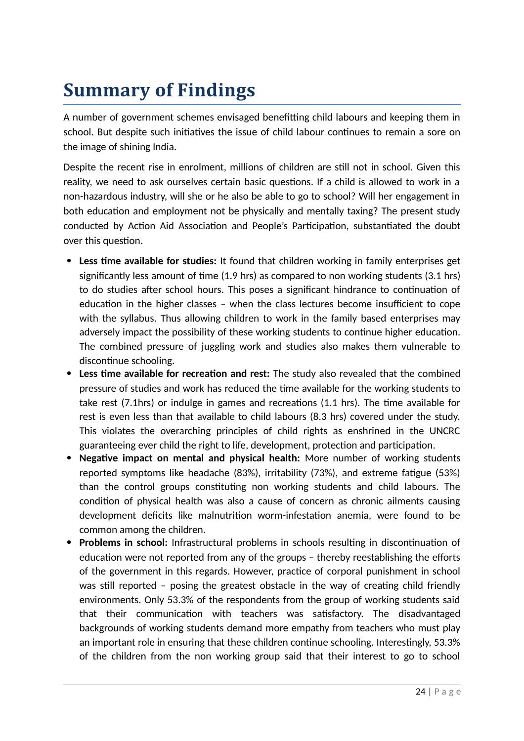# Summary of Findings

A number of government schemes envisaged benefitting child labours and keeping them in school. But despite such initiatives the issue of child labour continues to remain a sore on the image of shining India.

Despite the recent rise in enrolment, millions of children are still not in school. Given this reality, we need to ask ourselves certain basic questions. If a child is allowed to work in a non-hazardous industry, will she or he also be able to go to school? Will her engagement in both education and employment not be physically and mentally taxing? The present study conducted by Action Aid Association and People's Participation, substantiated the doubt over this question.

- **Less time available for studies:** It found that children working in family enterprises get significantly less amount of time (1.9 hrs) as compared to non working students (3.1 hrs) to do studies after school hours. This poses a significant hindrance to continuation of education in the higher classes – when the class lectures become insufficient to cope with the syllabus. Thus allowing children to work in the family based enterprises may adversely impact the possibility of these working students to continue higher education. The combined pressure of juggling work and studies also makes them vulnerable to discontinue schooling.
- **Less time available for recreation and rest:** The study also revealed that the combined pressure of studies and work has reduced the time available for the working students to take rest (7.1hrs) or indulge in games and recreations (1.1 hrs). The time available for rest is even less than that available to child labours (8.3 hrs) covered under the study. This violates the overarching principles of child rights as enshrined in the UNCRC guaranteeing ever child the right to life, development, protection and participation.
- **Negative impact on mental and physical health:** More number of working students reported symptoms like headache (83%), irritability (73%), and extreme fatigue (53%) than the control groups constituting non working students and child labours. The condition of physical health was also a cause of concern as chronic ailments causing development deficits like malnutrition worm-infestation anemia, were found to be common among the children.
- **Problems in school:** Infrastructural problems in schools resulting in discontinuation of education were not reported from any of the groups – thereby reestablishing the efforts of the government in this regards. However, practice of corporal punishment in school was still reported – posing the greatest obstacle in the way of creating child friendly environments. Only 53.3% of the respondents from the group of working students said that their communication with teachers was satisfactory. The disadvantaged backgrounds of working students demand more empathy from teachers who must play an important role in ensuring that these children continue schooling. Interestingly, 53.3% of the children from the non working group said that their interest to go to school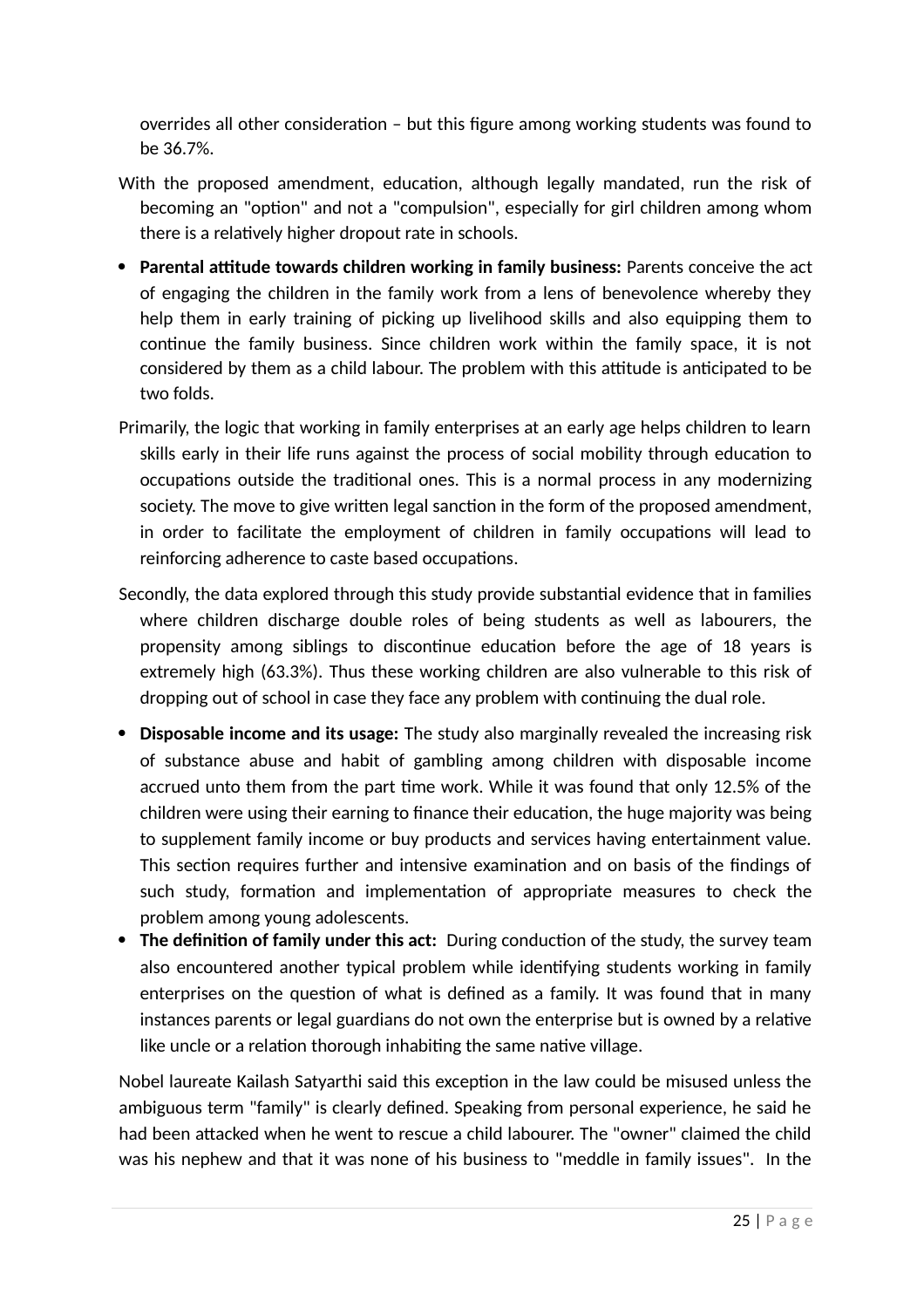overrides all other consideration – but this figure among working students was found to be 36.7%.

With the proposed amendment, education, although legally mandated, run the risk of becoming an "option" and not a "compulsion", especially for girl children among whom there is a relatively higher dropout rate in schools.

- **Parental attitude towards children working in family business:** Parents conceive the act of engaging the children in the family work from a lens of benevolence whereby they help them in early training of picking up livelihood skills and also equipping them to continue the family business. Since children work within the family space, it is not considered by them as a child labour. The problem with this attitude is anticipated to be two folds.

Primarily, the logic that working in family enterprises at an early age helps children to learn skills early in their life runs against the process of social mobility through education to occupations outside the traditional ones. This is a normal process in any modernizing society. The move to give written legal sanction in the form of the proposed amendment, in order to facilitate the employment of children in family occupations will lead to reinforcing adherence to caste based occupations.

Secondly, the data explored through this study provide substantial evidence that in families where children discharge double roles of being students as well as labourers, the propensity among siblings to discontinue education before the age of 18 years is extremely high (63.3%). Thus these working children are also vulnerable to this risk of dropping out of school in case they face any problem with continuing the dual role.

- **Disposable income and its usage:** The study also marginally revealed the increasing risk of substance abuse and habit of gambling among children with disposable income accrued unto them from the part time work. While it was found that only 12.5% of the children were using their earning to finance their education, the huge majority was being to supplement family income or buy products and services having entertainment value. This section requires further and intensive examination and on basis of the findings of such study, formation and implementation of appropriate measures to check the problem among young adolescents.
- **The definition of family under this act:** During conduction of the study, the survey team also encountered another typical problem while identifying students working in family enterprises on the question of what is defined as a family. It was found that in many instances parents or legal guardians do not own the enterprise but is owned by a relative like uncle or a relation thorough inhabiting the same native village.

Nobel laureate Kailash Satyarthi said this exception in the law could be misused unless the ambiguous term "family" is clearly defined. Speaking from personal experience, he said he had been attacked when he went to rescue a child labourer. The "owner" claimed the child was his nephew and that it was none of his business to "meddle in family issues". In the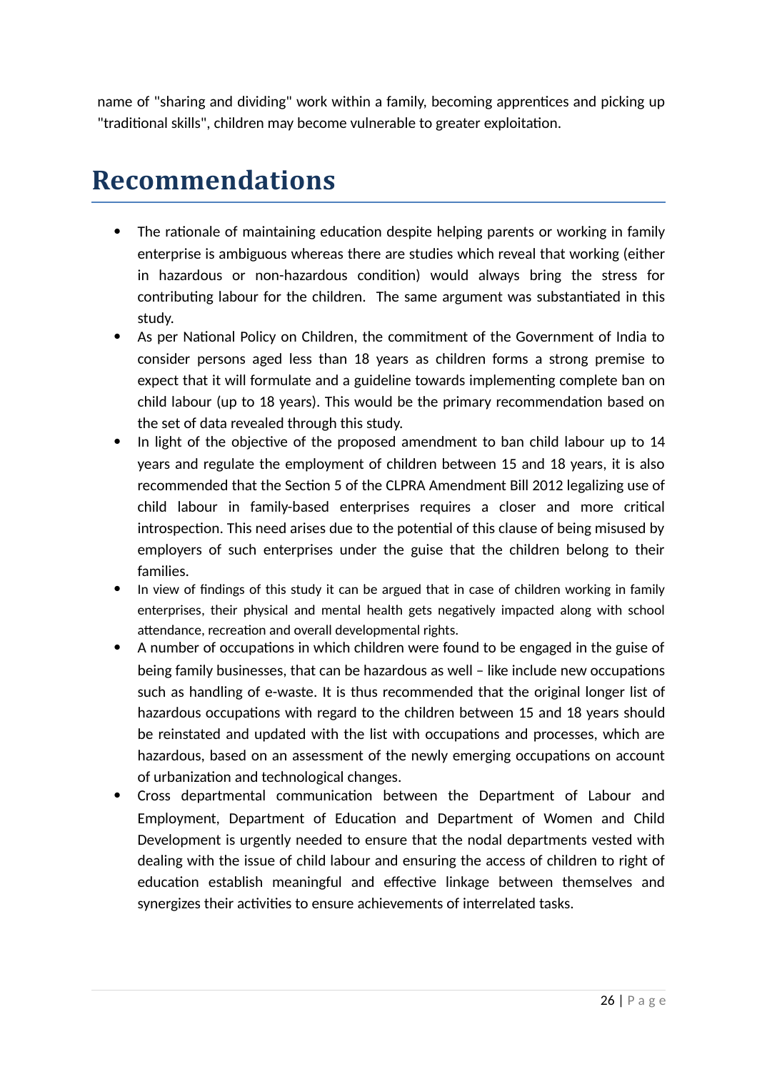name of "sharing and dividing" work within a family, becoming apprentices and picking up "traditional skills", children may become vulnerable to greater exploitation.

# Recommendations

- The rationale of maintaining education despite helping parents or working in family enterprise is ambiguous whereas there are studies which reveal that working (either in hazardous or non-hazardous condition) would always bring the stress for contributing labour for the children. The same argument was substantiated in this study.
- As per National Policy on Children, the commitment of the Government of India to consider persons aged less than 18 years as children forms a strong premise to expect that it will formulate and a guideline towards implementing complete ban on child labour (up to 18 years). This would be the primary recommendation based on the set of data revealed through this study.
- In light of the objective of the proposed amendment to ban child labour up to 14 years and regulate the employment of children between 15 and 18 years, it is also recommended that the Section 5 of the CLPRA Amendment Bill 2012 legalizing use of child labour in family-based enterprises requires a closer and more critical introspection. This need arises due to the potential of this clause of being misused by employers of such enterprises under the guise that the children belong to their families.
- In view of findings of this study it can be argued that in case of children working in family enterprises, their physical and mental health gets negatively impacted along with school attendance, recreation and overall developmental rights.
- A number of occupations in which children were found to be engaged in the guise of being family businesses, that can be hazardous as well – like include new occupations such as handling of e-waste. It is thus recommended that the original longer list of hazardous occupations with regard to the children between 15 and 18 years should be reinstated and updated with the list with occupations and processes, which are hazardous, based on an assessment of the newly emerging occupations on account of urbanization and technological changes.
- Cross departmental communication between the Department of Labour and Employment, Department of Education and Department of Women and Child Development is urgently needed to ensure that the nodal departments vested with dealing with the issue of child labour and ensuring the access of children to right of education establish meaningful and effective linkage between themselves and synergizes their activities to ensure achievements of interrelated tasks.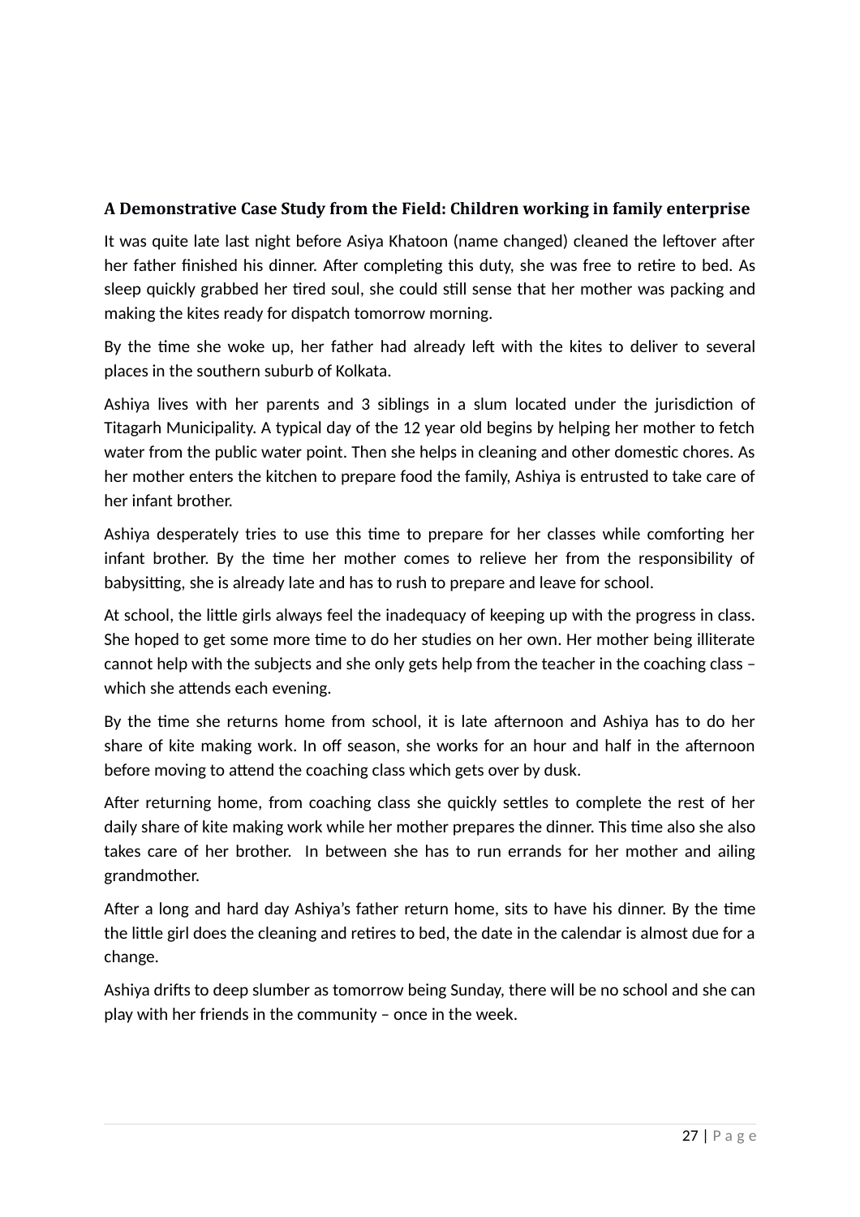**A Demonstrative Case Study from the Field: Children working in family enterprise**

It was quite late last night before Asiya Khatoon (name changed) cleaned the leftover after her father finished his dinner. After completing this duty, she was free to retire to bed. As sleep quickly grabbed her tired soul, she could still sense that her mother was packing and making the kites ready for dispatch tomorrow morning.

By the time she woke up, her father had already left with the kites to deliver to several places in the southern suburb of Kolkata.

Ashiya lives with her parents and 3 siblings in a slum located under the jurisdiction of Titagarh Municipality. A typical day of the 12 year old begins by helping her mother to fetch water from the public water point. Then she helps in cleaning and other domestic chores. As her mother enters the kitchen to prepare food the family, Ashiya is entrusted to take care of her infant brother.

Ashiya desperately tries to use this time to prepare for her classes while comforting her infant brother. By the time her mother comes to relieve her from the responsibility of babysitting, she is already late and has to rush to prepare and leave for school.

At school, the little girls always feel the inadequacy of keeping up with the progress in class. She hoped to get some more time to do her studies on her own. Her mother being illiterate cannot help with the subjects and she only gets help from the teacher in the coaching class – which she attends each evening.

By the time she returns home from school, it is late afternoon and Ashiya has to do her share of kite making work. In off season, she works for an hour and half in the afternoon before moving to attend the coaching class which gets over by dusk.

After returning home, from coaching class she quickly settles to complete the rest of her daily share of kite making work while her mother prepares the dinner. This time also she also takes care of her brother. In between she has to run errands for her mother and ailing grandmother.

After a long and hard day Ashiya's father return home, sits to have his dinner. By the time the little girl does the cleaning and retires to bed, the date in the calendar is almost due for a change.

Ashiya drifts to deep slumber as tomorrow being Sunday, there will be no school and she can play with her friends in the community – once in the week.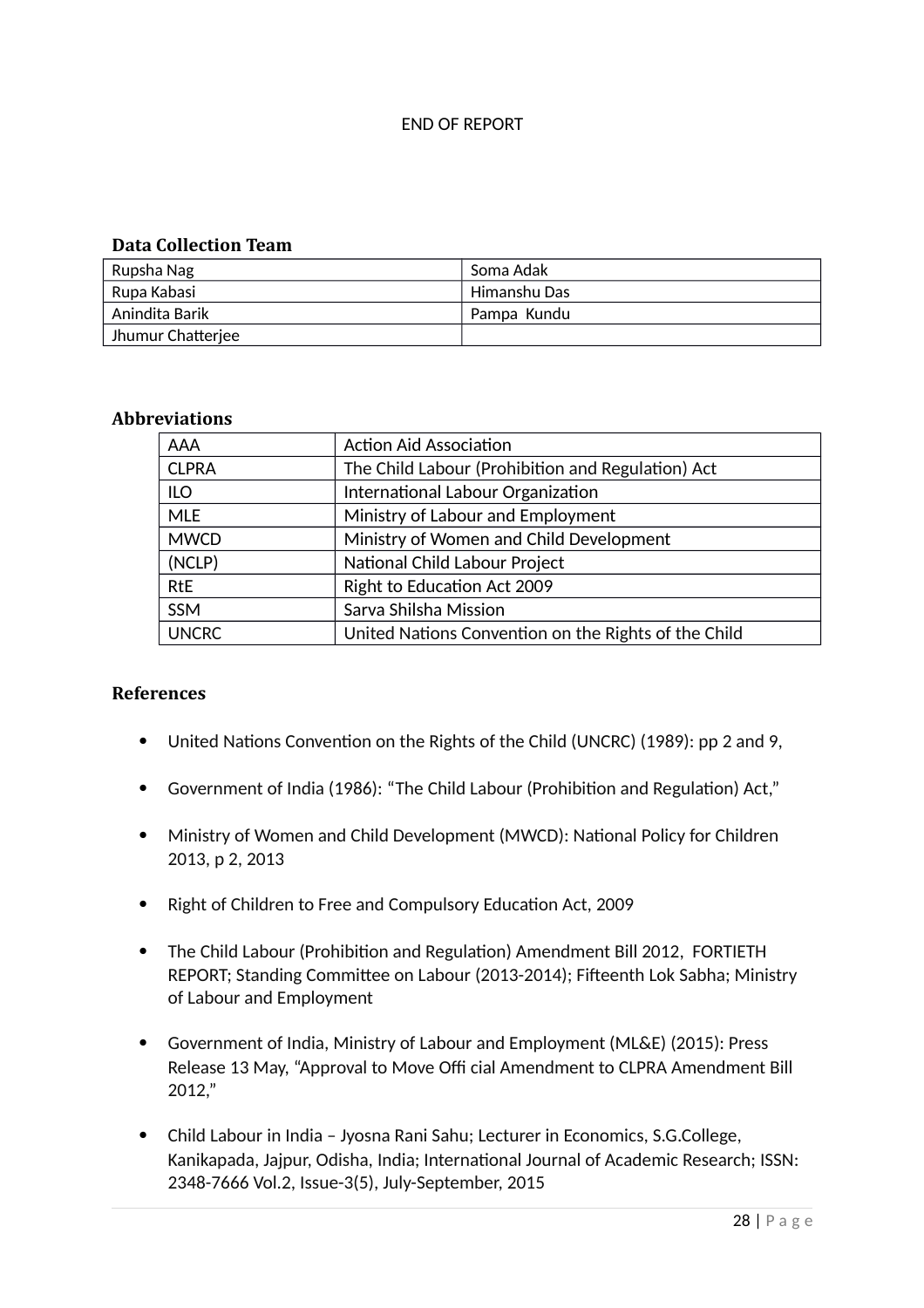END OF REPORT

## Data Collection Team

| | |
|---|---|
| Rupsha Nag | Soma Adak |
| Rupa Kabasi | Himanshu Das |
| Anindita Barik | Pampa Kundu |
| Jhumur Chatterjee | |

## Abbreviations

| | |
|---|---|
| AAA | Action Aid Association |
| CLPRA | The Child Labour (Prohibition and Regulation) Act |
| ILO | International Labour Organization |
| MLE | Ministry of Labour and Employment |
| MWCD | Ministry of Women and Child Development |
| (NCLP) | National Child Labour Project |
| RtE | Right to Education Act 2009 |
| SSM | Sarva Shilsha Mission |
| UNCRC | United Nations Convention on the Rights of the Child |

## References

- United Nations Convention on the Rights of the Child (UNCRC) (1989): pp 2 and 9,
- Government of India (1986): "The Child Labour (Prohibition and Regulation) Act,"
- Ministry of Women and Child Development (MWCD): National Policy for Children 2013, p 2, 2013
- Right of Children to Free and Compulsory Education Act, 2009
- The Child Labour (Prohibition and Regulation) Amendment Bill 2012, FORTIETH REPORT; Standing Committee on Labour (2013-2014); Fifteenth Lok Sabha; Ministry of Labour and Employment
- Government of India, Ministry of Labour and Employment (ML&E) (2015): Press Release 13 May, "Approval to Move Offi cial Amendment to CLPRA Amendment Bill 2012,"
- Child Labour in India – Jyosna Rani Sahu; Lecturer in Economics, S.G.College, Kanikapada, Jajpur, Odisha, India; International Journal of Academic Research; ISSN: 2348-7666 Vol.2, Issue-3(5), July-September, 2015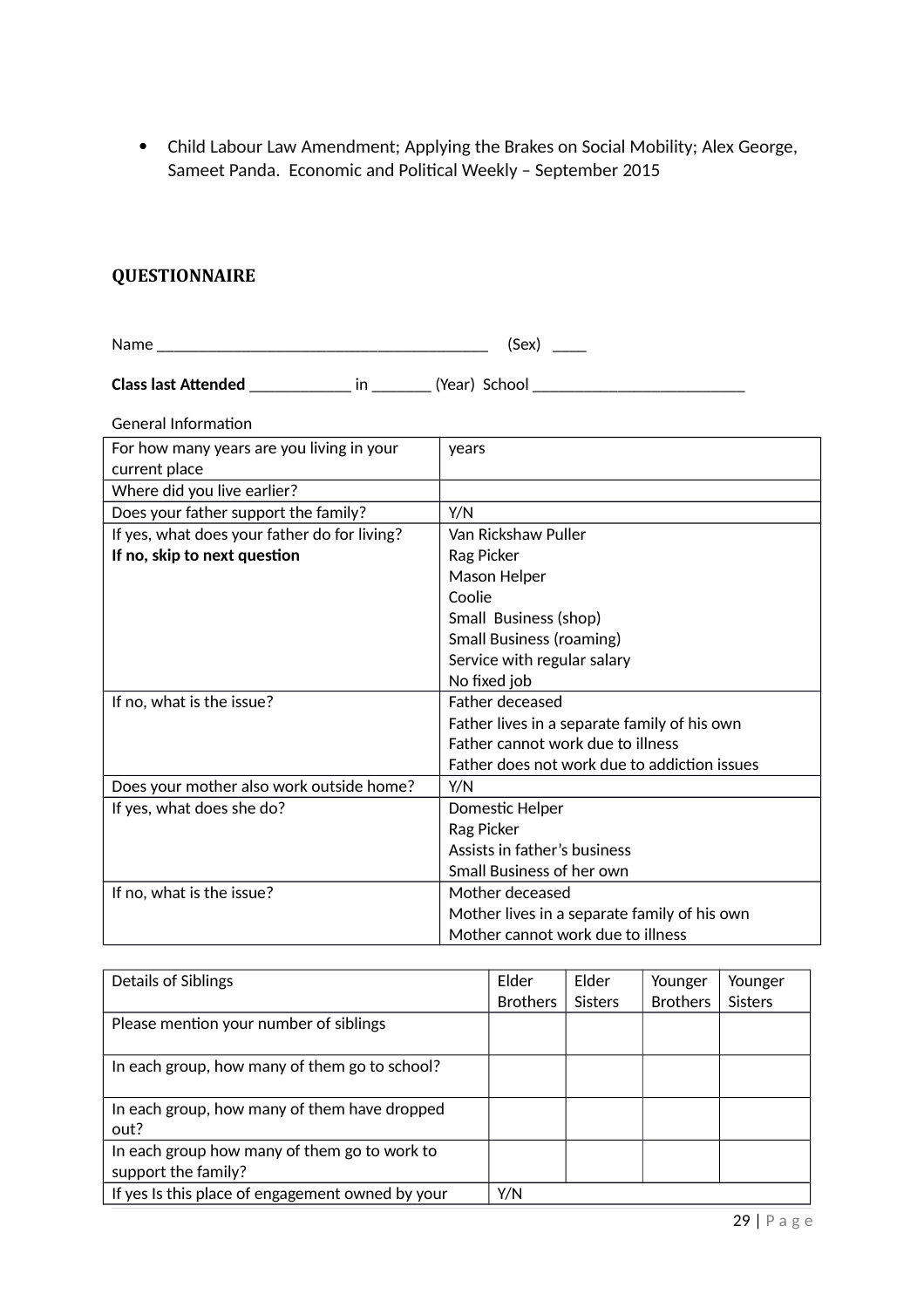- Child Labour Law Amendment; Applying the Brakes on Social Mobility; Alex George, Sameet Panda. Economic and Political Weekly – September 2015

## QUESTIONNAIRE

Name ________________________________________ (Sex) ____

**Class last Attended** ____________ in _______ (Year) School _________________________

General Information

| | |
|---|---|
| For how many years are you living in your current place | years |
| Where did you live earlier? | |
| Does your father support the family? | Y/N |
| If yes, what does your father do for living?<br>**If no, skip to next question** | Van Rickshaw Puller<br>Rag Picker<br>Mason Helper<br>Coolie<br>Small Business (shop)<br>Small Business (roaming)<br>Service with regular salary<br>No fixed job |
| If no, what is the issue? | Father deceased<br>Father lives in a separate family of his own<br>Father cannot work due to illness<br>Father does not work due to addiction issues |
| Does your mother also work outside home? | Y/N |
| If yes, what does she do? | Domestic Helper<br>Rag Picker<br>Assists in father's business<br>Small Business of her own |
| If no, what is the issue? | Mother deceased<br>Mother lives in a separate family of his own<br>Mother cannot work due to illness |

| Details of Siblings | Elder Brothers | Elder Sisters | Younger Brothers | Younger Sisters |
|---|---|---|---|---|
| Please mention your number of siblings | | | | |
| In each group, how many of them go to school? | | | | |
| In each group, how many of them have dropped out? | | | | |
| In each group how many of them go to work to support the family? | | | | |
| If yes Is this place of engagement owned by your | Y/N | | | |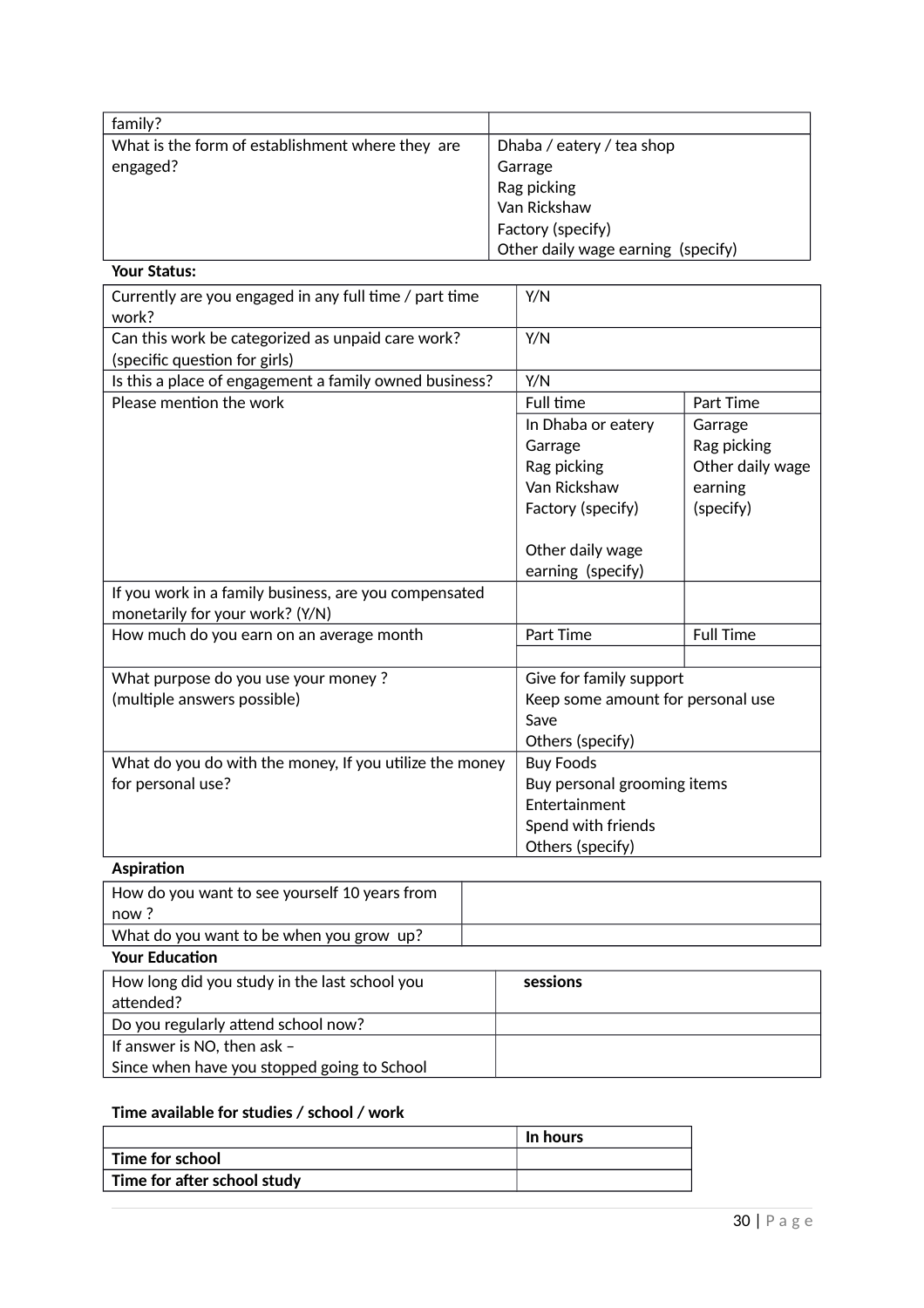| family? | |
|---|---|
| What is the form of establishment where they are engaged? | Dhaba / eatery / tea shop<br>Garrage<br>Rag picking<br>Van Rickshaw<br>Factory (specify)<br>Other daily wage earning (specify) |

**Your Status:**

| Currently are you engaged in any full time / part time work? | Y/N | |
|---|---|---|
| Can this work be categorized as unpaid care work? (specific question for girls) | Y/N | |
| Is this a place of engagement a family owned business? | Y/N | |
| Please mention the work | Full time | Part Time |
| | In Dhaba or eatery<br>Garrage<br>Rag picking<br>Van Rickshaw<br>Factory (specify)<br><br>Other daily wage earning (specify) | Garrage<br>Rag picking<br>Other daily wage earning (specify) |
| If you work in a family business, are you compensated monetarily for your work? (Y/N) | | |
| How much do you earn on an average month | Part Time | Full Time |
| | | |
| What purpose do you use your money ?<br>(multiple answers possible) | Give for family support<br>Keep some amount for personal use<br>Save<br>Others (specify) | |
| What do you do with the money, If you utilize the money for personal use? | Buy Foods<br>Buy personal grooming items<br>Entertainment<br>Spend with friends<br>Others (specify) | |

**Aspiration**

| How do you want to see yourself 10 years from now ? | |
|---|---|
| What do you want to be when you grow up? | |

**Your Education**

| How long did you study in the last school you attended? | **sessions** |
|---|---|
| Do you regularly attend school now? | |
| If answer is NO, then ask –<br>Since when have you stopped going to School | |

**Time available for studies / school / work**

| | **In hours** |
|---|---|
| **Time for school** | |
| **Time for after school study** | |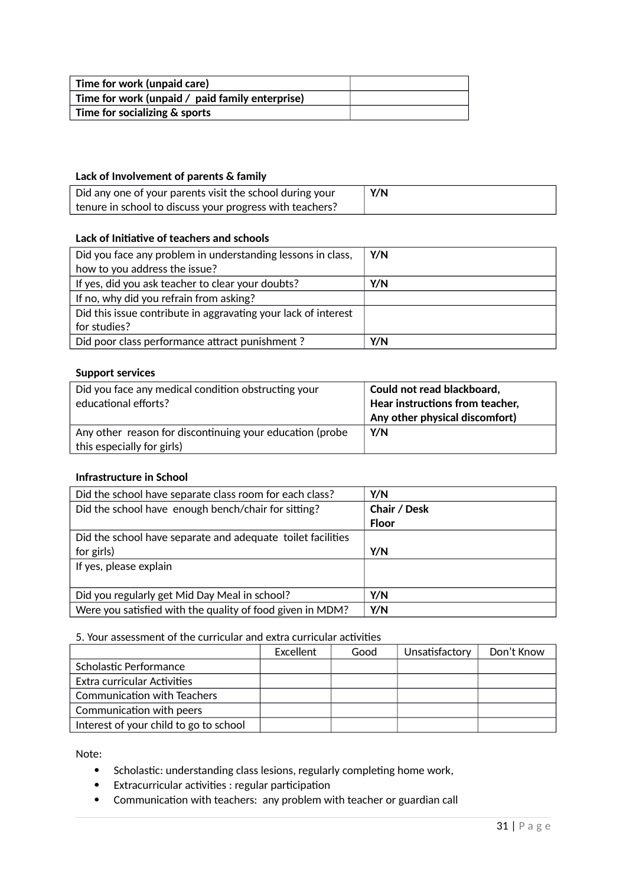| | |
|---|---|
| **Time for work (unpaid care)** | |
| **Time for work (unpaid / paid family enterprise)** | |
| **Time for socializing & sports** | |

**Lack of Involvement of parents & family**

| | |
|---|---|
| Did any one of your parents visit the school during your tenure in school to discuss your progress with teachers? | **Y/N** |

**Lack of Initiative of teachers and schools**

| | |
|---|---|
| Did you face any problem in understanding lessons in class, how to you address the issue? | **Y/N** |
| If yes, did you ask teacher to clear your doubts? | **Y/N** |
| If no, why did you refrain from asking? | |
| Did this issue contribute in aggravating your lack of interest for studies? | |
| Did poor class performance attract punishment ? | **Y/N** |

**Support services**

| | |
|---|---|
| Did you face any medical condition obstructing your educational efforts? | **Could not read blackboard, Hear instructions from teacher, Any other physical discomfort)** |
| Any other reason for discontinuing your education (probe this especially for girls) | **Y/N** |

**Infrastructure in School**

| | |
|---|---|
| Did the school have separate class room for each class? | **Y/N** |
| Did the school have enough bench/chair for sitting? | **Chair / Desk Floor** |
| Did the school have separate and adequate toilet facilities for girls) | **Y/N** |
| If yes, please explain | |
| Did you regularly get Mid Day Meal in school? | **Y/N** |
| Were you satisfied with the quality of food given in MDM? | **Y/N** |

5. Your assessment of the curricular and extra curricular activities

| | Excellent | Good | Unsatisfactory | Don't Know |
|---|---|---|---|---|
| Scholastic Performance | | | | |
| Extra curricular Activities | | | | |
| Communication with Teachers | | | | |
| Communication with peers | | | | |
| Interest of your child to go to school | | | | |

Note:

- Scholastic: understanding class lesions, regularly completing home work,
- Extracurricular activities : regular participation
- Communication with teachers: any problem with teacher or guardian call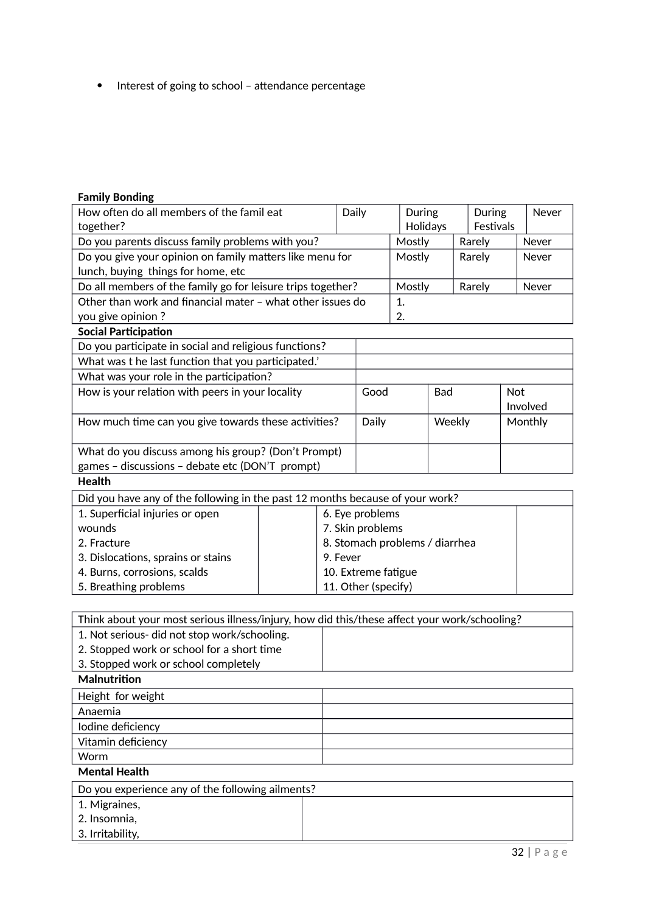- Interest of going to school – attendance percentage

**Family Bonding**

| | | | | |
|---|---|---|---|---|
| How often do all members of the famil eat together? | Daily | During Holidays | During Festivals | Never |

| | | | |
|---|---|---|---|
| Do you parents discuss family problems with you? | Mostly | Rarely | Never |
| Do you give your opinion on family matters like menu for lunch, buying things for home, etc | Mostly | Rarely | Never |
| Do all members of the family go for leisure trips together? | Mostly | Rarely | Never |
| Other than work and financial mater – what other issues do you give opinion ? | 1.<br>2. | | |

**Social Participation**

| | | | |
|---|---|---|---|
| Do you participate in social and religious functions? | | | |
| What was t he last function that you participated.' | | | |
| What was your role in the participation? | | | |
| How is your relation with peers in your locality | Good | Bad | Not Involved |
| How much time can you give towards these activities? | Daily | Weekly | Monthly |
| What do you discuss among his group? (Don't Prompt) games – discussions – debate etc (DON'T prompt) | | | |

**Health**

| Did you have any of the following in the past 12 months because of your work? | | | |
|---|---|---|---|
| 1. Superficial injuries or open wounds<br>2. Fracture<br>3. Dislocations, sprains or stains<br>4. Burns, corrosions, scalds<br>5. Breathing problems | | 6. Eye problems<br>7. Skin problems<br>8. Stomach problems / diarrhea<br>9. Fever<br>10. Extreme fatigue<br>11. Other (specify) | |

| Think about your most serious illness/injury, how did this/these affect your work/schooling? | |
|---|---|
| 1. Not serious- did not stop work/schooling.<br>2. Stopped work or school for a short time<br>3. Stopped work or school completely | |

**Malnutrition**

| | |
|---|---|
| Height for weight | |
| Anaemia | |
| Iodine deficiency | |
| Vitamin deficiency | |
| Worm | |

**Mental Health**

| Do you experience any of the following ailments? | |
|---|---|
| 1. Migraines,<br>2. Insomnia,<br>3. Irritability, | |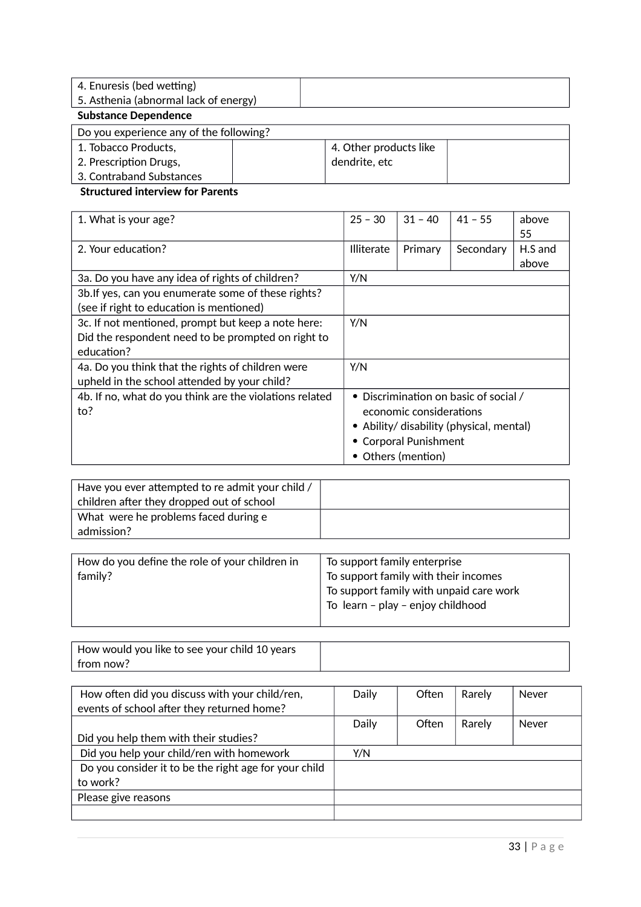| | |
|---|---|
| 4. Enuresis (bed wetting)<br>5. Asthenia (abnormal lack of energy) | |

**Substance Dependence**

| Do you experience any of the following? | | | |
|---|---|---|---|
| 1. Tobacco Products,<br>2. Prescription Drugs,<br>3. Contraband Substances | | 4. Other products like dendrite, etc | |

**Structured interview for Parents**

| | | | | |
|---|---|---|---|---|
| 1. What is your age? | 25 – 30 | 31 – 40 | 41 – 55 | above 55 |
| 2. Your education? | Illiterate | Primary | Secondary | H.S and above |
| 3a. Do you have any idea of rights of children? | Y/N | | | |
| 3b.If yes, can you enumerate some of these rights? (see if right to education is mentioned) | | | | |
| 3c. If not mentioned, prompt but keep a note here: Did the respondent need to be prompted on right to education? | Y/N | | | |
| 4a. Do you think that the rights of children were upheld in the school attended by your child? | Y/N | | | |
| 4b. If no, what do you think are the violations related to? | • Discrimination on basic of social / economic considerations<br>• Ability/ disability (physical, mental)<br>• Corporal Punishment<br>• Others (mention) | | | |

| | |
|---|---|
| Have you ever attempted to re admit your child / children after they dropped out of school | |
| What were he problems faced during e admission? | |

| | |
|---|---|
| How do you define the role of your children in family? | To support family enterprise<br>To support family with their incomes<br>To support family with unpaid care work<br>To learn – play – enjoy childhood |

| | |
|---|---|
| How would you like to see your child 10 years from now? | |

| | | | | |
|---|---|---|---|---|
| How often did you discuss with your child/ren, events of school after they returned home? | Daily | Often | Rarely | Never |
| Did you help them with their studies? | Daily | Often | Rarely | Never |
| Did you help your child/ren with homework | Y/N | | | |
| Do you consider it to be the right age for your child to work? | | | | |
| Please give reasons | | | | |
| | | | | |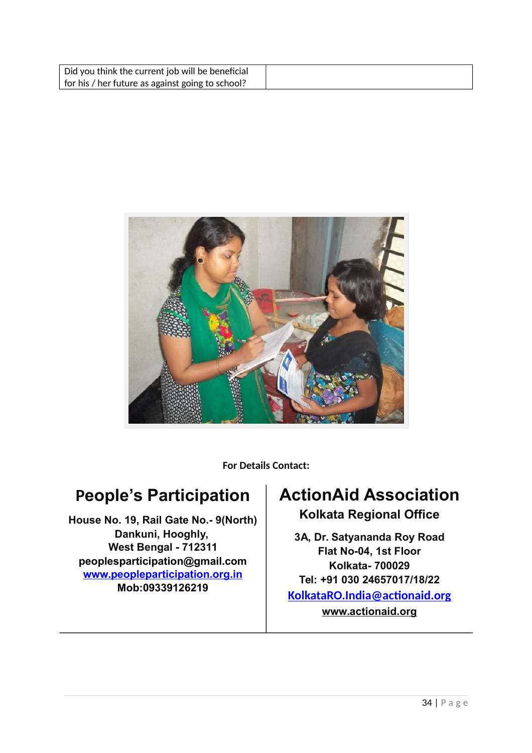| | |
|---|---|
| Did you think the current job will be beneficial for his / her future as against going to school? | |

**For Details Contact:**

## People's Participation

**House No. 19, Rail Gate No.- 9(North)**
**Dankuni, Hooghly,**
**West Bengal - 712311**
**peoplesparticipation@gmail.com**
**www.peopleparticipation.org.in**
**Mob:09339126219**

## ActionAid Association

### Kolkata Regional Office

**3A, Dr. Satyananda Roy Road**
**Flat No-04, 1st Floor**
**Kolkata- 700029**
**Tel: +91 030 24657017/18/22**
**KolkataRO.India@actionaid.org**
**www.actionaid.org**